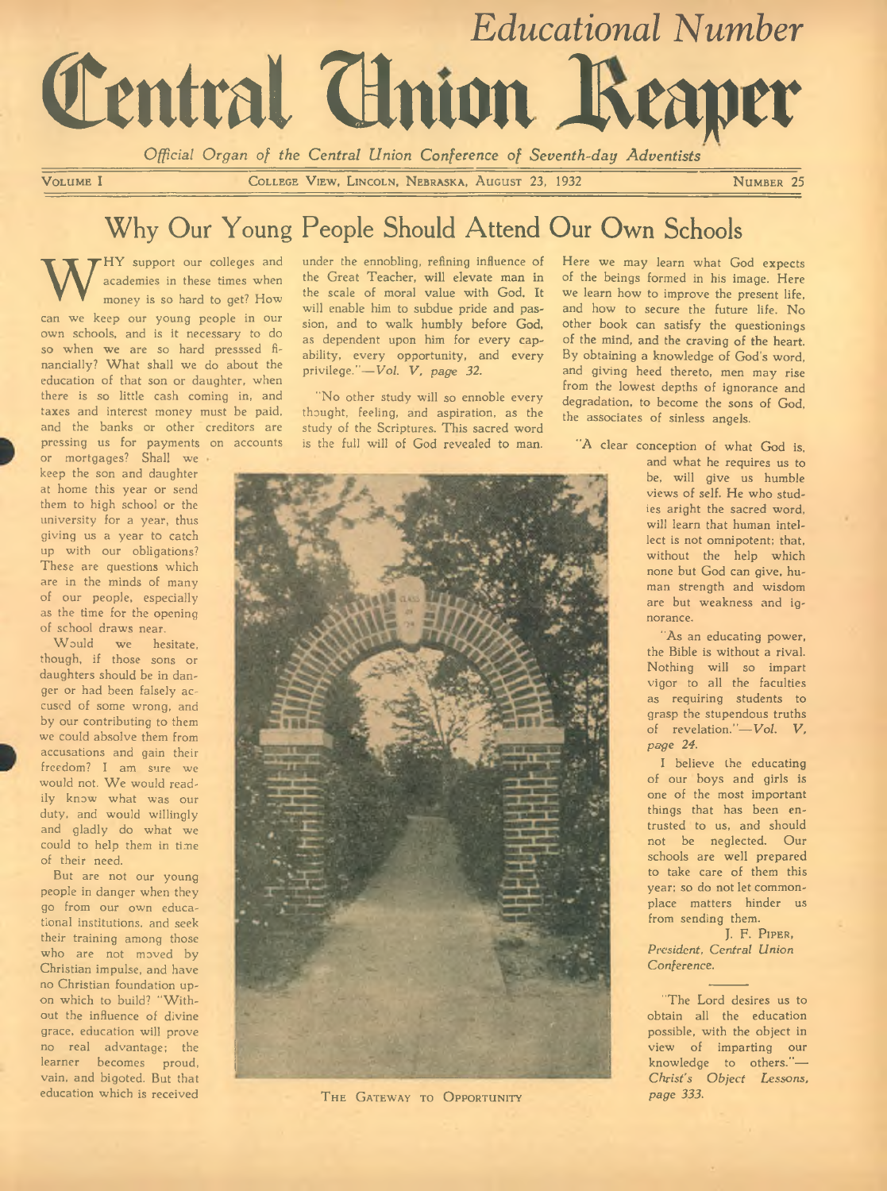# Educational Number

# Central Union Reaper

*Official Organ of the Central Union Conference of Seventh-day Adventists*

VOLUME I — COLLEGE VIEW, LINCOLN, NEBRASKA, AUGUST 23, 1932 — NUMBER 25

## Why Our Young People Should Attend Our Own Schools

WHY support our colleges and academies in these times when money is so hard to get? How can we keep our young people in our own schools, and is it necessary to do so when we are so hard presssed financially? What shall we do about the education of that son or daughter, when there is so little cash coming in, and taxes and interest money must be paid, and the banks or other creditors are pressing us for payments on accounts or mortgages? Shall we keep the son and daughter at home this year or send them to high school or the university for a year, thus giving us a year to catch up with our obligations? These are questions which are in the minds of many of our people, especially as the time for the opening of school draws near.

Would we hesitate, though, if those sons or daughters should be in danger or had been falsely accused of some wrong, and by our contributing to them we could absolve them from accusations and gain their freedom? I am sure we would not. We would readily know what was our duty, and would willingly and gladly do what we could to help them in time of their need.

But are not our young people in danger when they go from our own educational institutions, and seek their training among those who are not moved by Christian impulse, and have no Christian foundation upon which to build? "Without the influence of divine grace, education will prove no real advantage; the learner becomes proud, vain, and bigoted. But that education which is received under the ennobling, refining influence of the Great Teacher, will elevate man in the scale of moral value with God. It will enable him to subdue pride and passion, and to walk humbly before God, as dependent upon him for every capability, every opportunity, and every privilege."—*Vol. V, page 32.*

"No other study will so ennoble every thought, feeling, and aspiration, as the study of the Scriptures. This sacred word is the full will of God revealed to man. Here we may learn what God expects of the beings formed in his image. Here we learn how to improve the present life, and how to secure the future life. No other book can satisfy the questionings of the mind, and the craving of the heart. By obtaining a knowledge of God's word, and giving heed thereto, men may rise from the lowest depths of ignorance and degradation, to become the sons of God, the associates of sinless angels.

"A clear conception of what God is, and what he requires us to be, will give us humble views of self. He who studies aright the sacred word, will learn that human intellect is not omnipotent; that, without the help which none but God can give, human strength and wisdom are but weakness and ignorance.

"As an educating power, the Bible is without a rival. Nothing will so impart vigor to all the faculties as requiring students to grasp the stupendous truths of revelation."—*Vol. V, page 24.*

I believe the educating of our boys and girls is one of the most important things that has been entrusted to us, and should not be neglected. Our schools are well prepared to take care of them this year; so do not let commonplace matters hinder us from sending them.

J. F. PIPER,
*President, Central Union Conference.*

THE GATEWAY TO OPPORTUNITY

---

"The Lord desires us to obtain all the education possible, with the object in view of imparting our knowledge to others."—*Christ's Object Lessons, page 333.*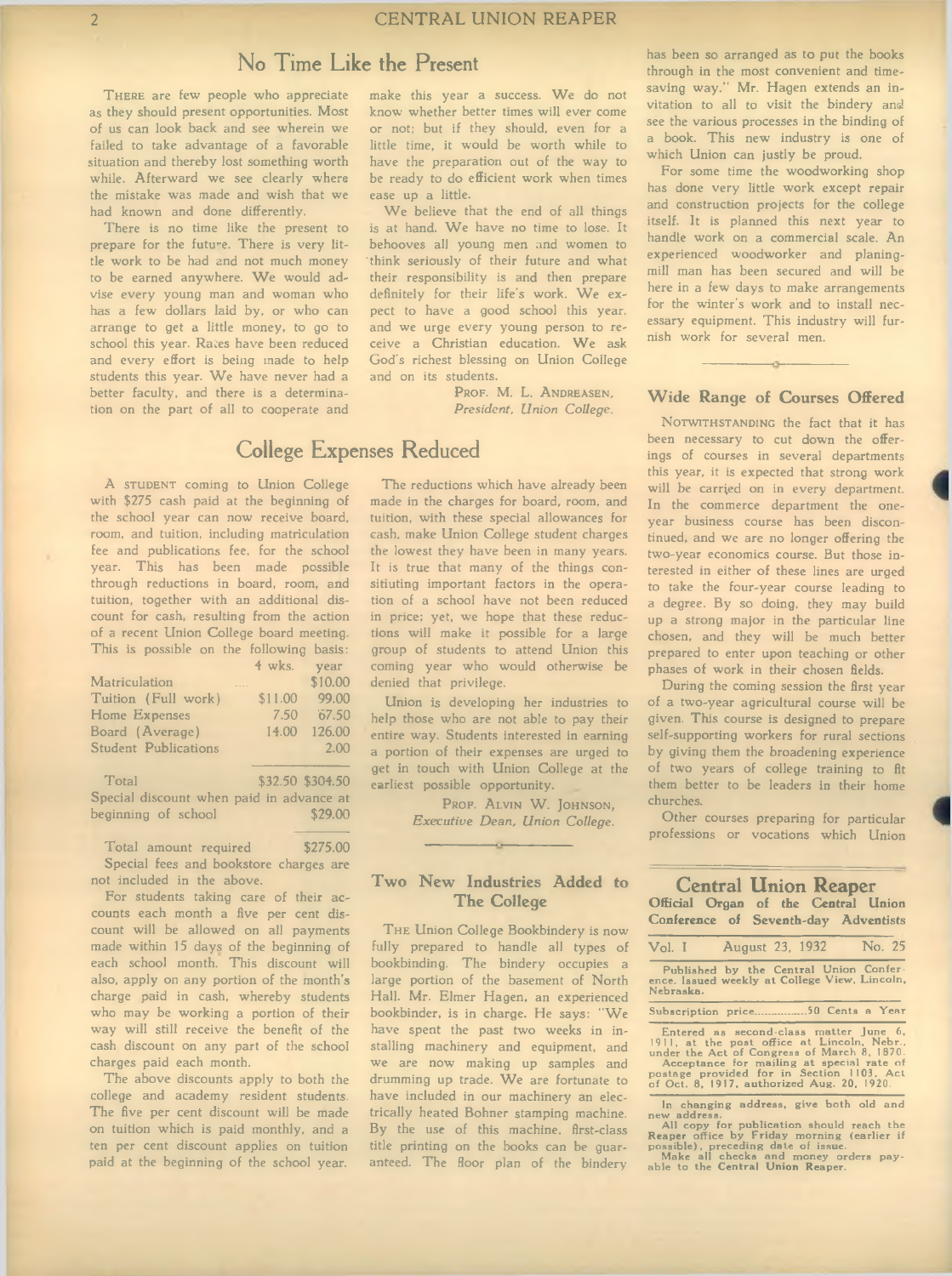## No Time Like the Present

THERE are few people who appreciate as they should present opportunities. Most of us can look back and see wherein we failed to take advantage of a favorable situation and thereby lost something worth while. Afterward we see clearly where the mistake was made and wish that we had known and done differently.

There is no time like the present to prepare for the future. There is very little work to be had and not much money to be earned anywhere. We would advise every young man and woman who has a few dollars laid by, or who can arrange to get a little money, to go to school this year. Rates have been reduced and every effort is being made to help students this year. We have never had a better faculty, and there is a determination on the part of all to cooperate and make this year a success. We do not know whether better times will ever come or not; but if they should, even for a little time, it would be worth while to have the preparation out of the way to be ready to do efficient work when times ease up a little.

We believe that the end of all things is at hand. We have no time to lose. It behooves all young men and women to think seriously of their future and what their responsibility is and then prepare definitely for their life's work. We expect to have a good school this year, and we urge every young person to receive a Christian education. We ask God's richest blessing on Union College and on its students.

PROF. M. L. ANDREASEN,
*President, Union College.*

## College Expenses Reduced

A STUDENT coming to Union College with $275 cash paid at the beginning of the school year can now receive board, room, and tuition, including matriculation fee and publications fee, for the school year. This has been made possible through reductions in board, room, and tuition, together with an additional discount for cash, resulting from the action of a recent Union College board meeting. This is possible on the following basis:

| | 4 wks. | year |
|---|---|---|
| Matriculation | .... | $10.00 |
| Tuition (Full work) | $11.00 | 99.00 |
| Home Expenses | 7.50 | 67.50 |
| Board (Average) | 14.00 | 126.00 |
| Student Publications | | 2.00 |
| Total | $32.50 | $304.50 |
| Special discount when paid in advance at beginning of school | | $29.00 |
| Total amount required | | $275.00 |

Special fees and bookstore charges are not included in the above.

For students taking care of their accounts each month a five per cent discount will be allowed on all payments made within 15 days of the beginning of each school month. This discount will also apply on any portion of the month's charge paid in cash, whereby students who may be working a portion of their way will still receive the benefit of the cash discount on any part of the school charges paid each month.

The above discounts apply to both the college and academy resident students. The five per cent discount will be made on tuition which is paid monthly, and a ten per cent discount applies on tuition paid at the beginning of the school year.

The reductions which have already been made in the charges for board, room, and tuition, with these special allowances for cash, make Union College student charges the lowest they have been in many years. It is true that many of the things constituting important factors in the operation of a school have not been reduced in price; yet, we hope that these reductions will make it possible for a large group of students to attend Union this coming year who would otherwise be denied that privilege.

Union is developing her industries to help those who are not able to pay their entire way. Students interested in earning a portion of their expenses are urged to get in touch with Union College at the earliest possible opportunity.

PROF. ALVIN W. JOHNSON,
*Executive Dean, Union College.*

### Two New Industries Added to The College

THE Union College Bookbindery is now fully prepared to handle all types of bookbinding. The bindery occupies a large portion of the basement of North Hall. Mr. Elmer Hagen, an experienced bookbinder, is in charge. He says: "We have spent the past two weeks in installing machinery and equipment, and we are now making up samples and drumming up trade. We are fortunate to have included in our machinery an electrically heated Bohner stamping machine. By the use of this machine, first-class title printing on the books can be guaranteed. The floor plan of the bindery has been so arranged as to put the books through in the most convenient and time-saving way." Mr. Hagen extends an invitation to all to visit the bindery and see the various processes in the binding of a book. This new industry is one of which Union can justly be proud.

For some time the woodworking shop has done very little work except repair and construction projects for the college itself. It is planned this next year to handle work on a commercial scale. An experienced woodworker and planing-mill man has been secured and will be here in a few days to make arrangements for the winter's work and to install necessary equipment. This industry will furnish work for several men.

### Wide Range of Courses Offered

NOTWITHSTANDING the fact that it has been necessary to cut down the offerings of courses in several departments this year, it is expected that strong work will be carried on in every department. In the commerce department the one-year business course has been discontinued, and we are no longer offering the two-year economics course. But those interested in either of these lines are urged to take the four-year course leading to a degree. By so doing, they may build up a strong major in the particular line chosen, and they will be much better prepared to enter upon teaching or other phases of work in their chosen fields.

During the coming session the first year of a two-year agricultural course will be given. This course is designed to prepare self-supporting workers for rural sections by giving them the broadening experience of two years of college training to fit them better to be leaders in their home churches.

Other courses preparing for particular professions or vocations which Union

---

**Central Union Reaper**
**Official Organ of the Central Union Conference of Seventh-day Adventists**

Vol. I — August 23, 1932 — No. 25

Published by the Central Union Conference. Issued weekly at College View, Lincoln, Nebraska.

Subscription price..............50 Cents a Year

Entered as second-class matter June 6, 1911, at the post office at Lincoln, Nebr., under the Act of Congress of March 8, 1870. Acceptance for mailing at special rate of postage provided for in Section 1103, Act of Oct. 8, 1917, authorized Aug. 20, 1920.

In changing address, give both old and new address.

All copy for publication should reach the Reaper office by Friday morning (earlier if possible), preceding date of issue.

Make all checks and money orders payable to the Central Union Reaper.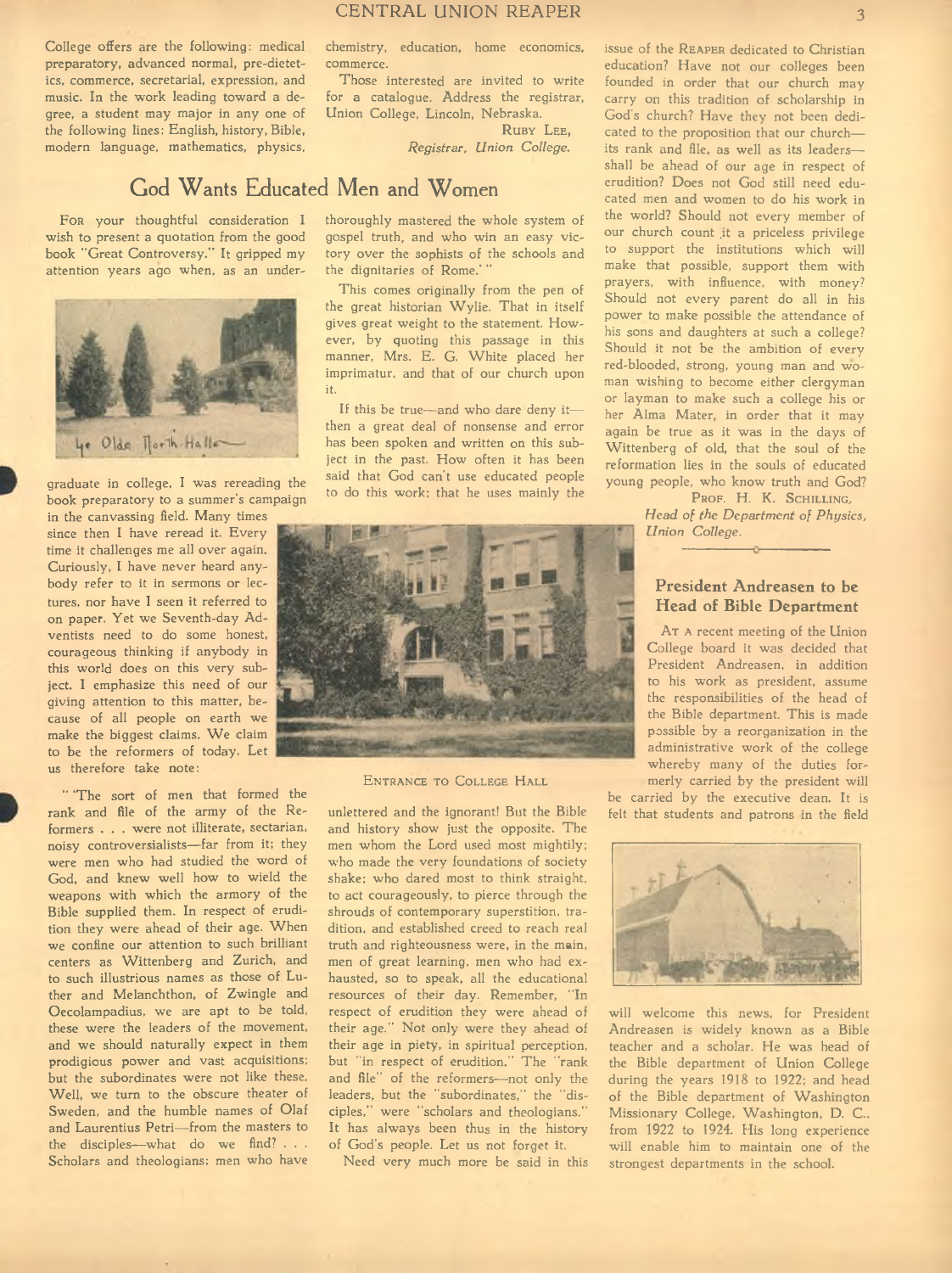College offers are the following: medical preparatory, advanced normal, pre-dietetics, commerce, secretarial, expression, and music. In the work leading toward a degree, a student may major in any one of the following lines: English, history, Bible, modern language, mathematics, physics, chemistry, education, home economics, commerce.

Those interested are invited to write for a catalogue. Address the registrar, Union College, Lincoln, Nebraska.

RUBY LEE,
*Registrar, Union College.*

## God Wants Educated Men and Women

FOR your thoughtful consideration I wish to present a quotation from the good book "Great Controversy." It gripped my attention years ago when, as an undergraduate in college, I was rereading the book preparatory to a summer's campaign in the canvassing field. Many times since then I have reread it. Every time it challenges me all over again. Curiously, I have never heard anybody refer to it in sermons or lectures, nor have I seen it referred to on paper. Yet we Seventh-day Adventists need to do some honest, courageous thinking if anybody in this world does on this very subject. I emphasize this need of our giving attention to this matter, because of all people on earth we make the biggest claims. We claim to be the reformers of today. Let us therefore take note:

Ye Olde North Halle

" 'The sort of men that formed the rank and file of the army of the Reformers . . . were not illiterate, sectarian, noisy controversialists—far from it; they were men who had studied the word of God, and knew well how to wield the weapons with which the armory of the Bible supplied them. In respect of erudition they were ahead of their age. When we confine our attention to such brilliant centers as Wittenberg and Zurich, and to such illustrious names as those of Luther and Melanchthon, of Zwingle and Oecolampadius, we are apt to be told, these were the leaders of the movement, and we should naturally expect in them prodigious power and vast acquisitions; but the subordinates were not like these. Well, we turn to the obscure theater of Sweden, and the humble names of Olaf and Laurentius Petri—from the masters to the disciples—what do we find? . . . Scholars and theologians; men who have thoroughly mastered the whole system of gospel truth, and who win an easy victory over the sophists of the schools and the dignitaries of Rome.' "

This comes originally from the pen of the great historian Wylie. That in itself gives great weight to the statement. However, by quoting this passage in this manner, Mrs. E. G. White placed her imprimatur, and that of our church upon it.

If this be true—and who dare deny it—then a great deal of nonsense and error has been spoken and written on this subject in the past. How often it has been said that God can't use educated people to do this work; that he uses mainly the unlettered and the ignorant! But the Bible and history show just the opposite. The men whom the Lord used most mightily; who made the very foundations of society shake; who dared most to think straight, to act courageously, to pierce through the shrouds of contemporary superstition, tradition, and established creed to reach real truth and righteousness were, in the main, men of great learning, men who had exhausted, so to speak, all the educational resources of their day. Remember, "In respect of erudition they were ahead of their age." Not only were they ahead of their age in piety, in spiritual perception, but "in respect of erudition." The "rank and file" of the reformers—not only the leaders, but the "subordinates," the "disciples," were "scholars and theologians." It has always been thus in the history of God's people. Let us not forget it.

ENTRANCE TO COLLEGE HALL

Need very much more be said in this issue of the REAPER dedicated to Christian education? Have not our colleges been founded in order that our church may carry on this tradition of scholarship in God's church? Have they not been dedicated to the proposition that our church—its rank and file, as well as its leaders—shall be ahead of our age in respect of erudition? Does not God still need educated men and women to do his work in the world? Should not every member of our church count it a priceless privilege to support the institutions which will make that possible, support them with prayers, with influence, with money? Should not every parent do all in his power to make possible the attendance of his sons and daughters at such a college? Should it not be the ambition of every red-blooded, strong, young man and woman wishing to become either clergyman or layman to make such a college his or her Alma Mater, in order that it may again be true as it was in the days of Wittenberg of old, that the soul of the reformation lies in the souls of educated young people, who know truth and God?

PROF. H. K. SCHILLING,
*Head of the Department of Physics, Union College.*

### President Andreasen to be Head of Bible Department

AT A recent meeting of the Union College board it was decided that President Andreasen, in addition to his work as president, assume the responsibilities of the head of the Bible department. This is made possible by a reorganization in the administrative work of the college whereby many of the duties formerly carried by the president will be carried by the executive dean. It is felt that students and patrons in the field will welcome this news, for President Andreasen is widely known as a Bible teacher and a scholar. He was head of the Bible department of Union College during the years 1918 to 1922; and head of the Bible department of Washington Missionary College, Washington, D. C., from 1922 to 1924. His long experience will enable him to maintain one of the strongest departments in the school.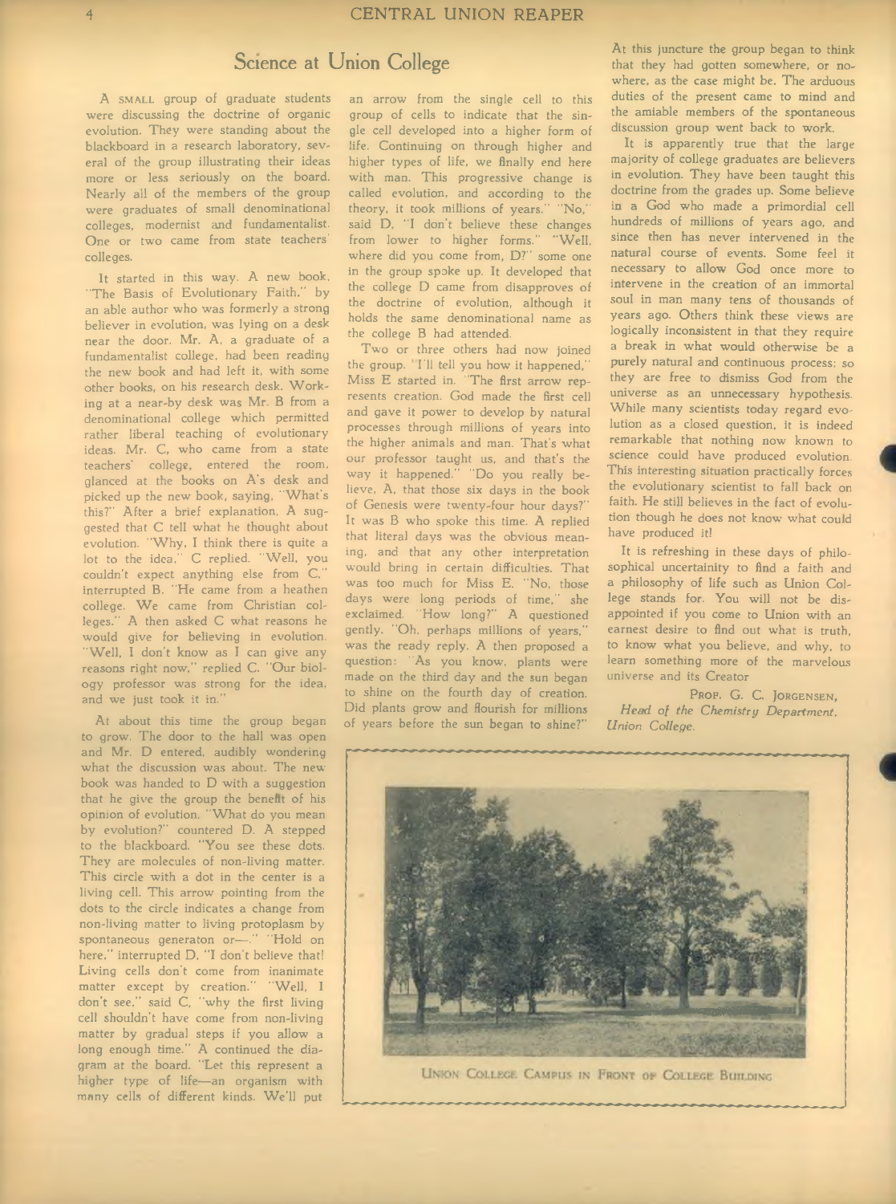# Science at Union College

A SMALL group of graduate students were discussing the doctrine of organic evolution. They were standing about the blackboard in a research laboratory, several of the group illustrating their ideas more or less seriously on the board. Nearly all of the members of the group were graduates of small denominational colleges, modernist and fundamentalist. One or two came from state teachers' colleges.

It started in this way. A new book, "The Basis of Evolutionary Faith," by an able author who was formerly a strong believer in evolution, was lying on a desk near the door. Mr. A, a graduate of a fundamentalist college, had been reading the new book and had left it, with some other books, on his research desk. Working at a near-by desk was Mr. B from a denominational college which permitted rather liberal teaching of evolutionary ideas. Mr. C, who came from a state teachers' college, entered the room, glanced at the books on A's desk and picked up the new book, saying, "What's this?" After a brief explanation, A suggested that C tell what he thought about evolution. "Why, I think there is quite a lot to the idea," C replied. "Well, you couldn't expect anything else from C," interrupted B. "He came from a heathen college. We came from Christian colleges." A then asked C what reasons he would give for believing in evolution. "Well, I don't know as I can give any reasons right now," replied C. "Our biology professor was strong for the idea, and we just took it in."

At about this time the group began to grow. The door to the hall was open and Mr. D entered, audibly wondering what the discussion was about. The new book was handed to D with a suggestion that he give the group the benefit of his opinion of evolution. "What do you mean by evolution?" countered D. A stepped to the blackboard. "You see these dots. They are molecules of non-living matter. This circle with a dot in the center is a living cell. This arrow pointing from the dots to the circle indicates a change from non-living matter to living protoplasm by spontaneous generaton or—." "Hold on here," interrupted D, "I don't believe that! Living cells don't come from inanimate matter except by creation." "Well, I don't see," said C, "why the first living cell shouldn't have come from non-living matter by gradual steps if you allow a long enough time." A continued the diagram at the board. "Let this represent a higher type of life—an organism with many cells of different kinds. We'll put an arrow from the single cell to this group of cells to indicate that the single cell developed into a higher form of life. Continuing on through higher and higher types of life, we finally end here with man. This progressive change is called evolution, and according to the theory, it took millions of years." "No," said D, "I don't believe these changes from lower to higher forms." "Well, where did you come from, D?" some one in the group spoke up. It developed that the college D came from disapproves of the doctrine of evolution, although it holds the same denominational name as the college B had attended.

Two or three others had now joined the group. "I'll tell you how it happened," Miss E started in. "The first arrow represents creation. God made the first cell and gave it power to develop by natural processes through millions of years into the higher animals and man. That's what our professor taught us, and that's the way it happened." "Do you really believe, A, that those six days in the book of Genesis were twenty-four hour days?" It was B who spoke this time. A replied that literal days was the obvious meaning, and that any other interpretation would bring in certain difficulties. That was too much for Miss E. "No, those days were long periods of time," she exclaimed. "How long?" A questioned gently. "Oh, perhaps millions of years," was the ready reply. A then proposed a question: "As you know, plants were made on the third day and the sun began to shine on the fourth day of creation. Did plants grow and flourish for millions of years before the sun began to shine?"

At this juncture the group began to think that they had gotten somewhere, or nowhere, as the case might be. The arduous duties of the present came to mind and the amiable members of the spontaneous discussion group went back to work.

It is apparently true that the large majority of college graduates are believers in evolution. They have been taught this doctrine from the grades up. Some believe in a God who made a primordial cell hundreds of millions of years ago, and since then has never intervened in the natural course of events. Some feel it necessary to allow God once more to intervene in the creation of an immortal soul in man many tens of thousands of years ago. Others think these views are logically inconsistent in that they require a break in what would otherwise be a purely natural and continuous process; so they are free to dismiss God from the universe as an unnecessary hypothesis. While many scientists today regard evolution as a closed question, it is indeed remarkable that nothing now known to science could have produced evolution. This interesting situation practically forces the evolutionary scientist to fall back on faith. He still believes in the fact of evolution though he does not know what could have produced it!

It is refreshing in these days of philosophical uncertainity to find a faith and a philosophy of life such as Union College stands for. You will not be disappointed if you come to Union with an earnest desire to find out what is truth, to know what you believe, and why, to learn something more of the marvelous universe and its Creator

PROF. G. C. JORGENSEN,
*Head of the Chemistry Department, Union College.*

UNION COLLEGE CAMPUS IN FRONT OF COLLEGE BUILDING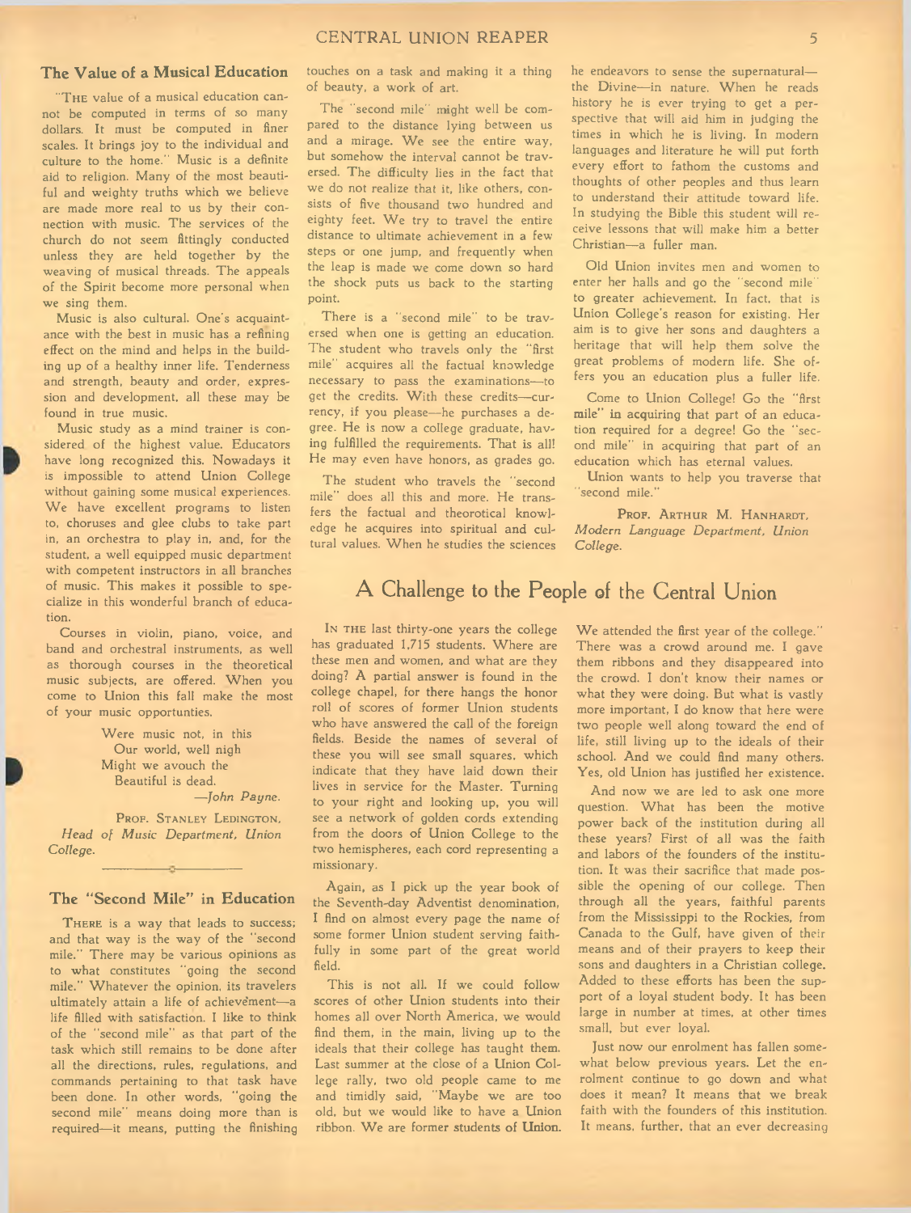## The Value of a Musical Education

"THE value of a musical education cannot be computed in terms of so many dollars. It must be computed in finer scales. It brings joy to the individual and culture to the home." Music is a definite aid to religion. Many of the most beautiful and weighty truths which we believe are made more real to us by their connection with music. The services of the church do not seem fittingly conducted unless they are held together by the weaving of musical threads. The appeals of the Spirit become more personal when we sing them.

Music is also cultural. One's acquaintance with the best in music has a refining effect on the mind and helps in the building up of a healthy inner life. Tenderness and strength, beauty and order, expression and development, all these may be found in true music.

Music study as a mind trainer is considered of the highest value. Educators have long recognized this. Nowadays it is impossible to attend Union College without gaining some musical experiences. We have excellent programs to listen to, choruses and glee clubs to take part in, an orchestra to play in, and, for the student, a well equipped music department with competent instructors in all branches of music. This makes it possible to specialize in this wonderful branch of education.

Courses in violin, piano, voice, and band and orchestral instruments, as well as thorough courses in the theoretical music subjects, are offered. When you come to Union this fall make the most of your music opportunties.

> Were music not, in this
> Our world, well nigh
> Might we avouch the
> Beautiful is dead.
> —*John Payne.*

PROF. STANLEY LEDINGTON, *Head of Music Department, Union College.*

## The "Second Mile" in Education

THERE is a way that leads to success; and that way is the way of the "second mile." There may be various opinions as to what constitutes "going the second mile." Whatever the opinion, its travelers ultimately attain a life of achievement—a life filled with satisfaction. I like to think of the "second mile" as that part of the task which still remains to be done after all the directions, rules, regulations, and commands pertaining to that task have been done. In other words, "going the second mile" means doing more than is required—it means, putting the finishing touches on a task and making it a thing of beauty, a work of art.

The "second mile" might well be compared to the distance lying between us and a mirage. We see the entire way, but somehow the interval cannot be traversed. The difficulty lies in the fact that we do not realize that it, like others, consists of five thousand two hundred and eighty feet. We try to travel the entire distance to ultimate achievement in a few steps or one jump, and frequently when the leap is made we come down so hard the shock puts us back to the starting point.

There is a "second mile" to be traversed when one is getting an education. The student who travels only the "first mile" acquires all the factual knowledge necessary to pass the examinations—to get the credits. With these credits—currency, if you please—he purchases a degree. He is now a college graduate, having fulfilled the requirements. That is all! He may even have honors, as grades go.

The student who travels the "second mile" does all this and more. He transfers the factual and theoretical knowledge he acquires into spiritual and cultural values. When he studies the sciences he endeavors to sense the supernatural—the Divine—in nature. When he reads history he is ever trying to get a perspective that will aid him in judging the times in which he is living. In modern languages and literature he will put forth every effort to fathom the customs and thoughts of other peoples and thus learn to understand their attitude toward life. In studying the Bible this student will receive lessons that will make him a better Christian—a fuller man.

Old Union invites men and women to enter her halls and go the "second mile" to greater achievement. In fact, that is Union College's reason for existing. Her aim is to give her sons and daughters a heritage that will help them solve the great problems of modern life. She offers you an education plus a fuller life.

Come to Union College! Go the "first mile" in acquiring that part of an education required for a degree! Go the "second mile" in acquiring that part of an education which has eternal values.

Union wants to help you traverse that "second mile."

PROF. ARTHUR M. HANHARDT, *Modern Language Department, Union College.*

## A Challenge to the People of the Central Union

IN THE last thirty-one years the college has graduated 1,715 students. Where are these men and women, and what are they doing? A partial answer is found in the college chapel, for there hangs the honor roll of scores of former Union students who have answered the call of the foreign fields. Beside the names of several of these you will see small squares, which indicate that they have laid down their lives in service for the Master. Turning to your right and looking up, you will see a network of golden cords extending from the doors of Union College to the two hemispheres, each cord representing a missionary.

Again, as I pick up the year book of the Seventh-day Adventist denomination, I find on almost every page the name of some former Union student serving faithfully in some part of the great world field.

This is not all. If we could follow scores of other Union students into their homes all over North America, we would find them, in the main, living up to the ideals that their college has taught them. Last summer at the close of a Union College rally, two old people came to me and timidly said, "Maybe we are too old, but we would like to have a Union ribbon. We are former students of Union. We attended the first year of the college." There was a crowd around me. I gave them ribbons and they disappeared into the crowd. I don't know their names or what they were doing. But what is vastly more important, I do know that here were two people well along toward the end of life, still living up to the ideals of their school. And we could find many others. Yes, old Union has justified her existence.

And now we are led to ask one more question. What has been the motive power back of the institution during all these years? First of all was the faith and labors of the founders of the institution. It was their sacrifice that made possible the opening of our college. Then through all the years, faithful parents from the Mississippi to the Rockies, from Canada to the Gulf, have given of their means and of their prayers to keep their sons and daughters in a Christian college. Added to these efforts has been the support of a loyal student body. It has been large in number at times, at other times small, but ever loyal.

Just now our enrolment has fallen somewhat below previous years. Let the enrolment continue to go down and what does it mean? It means that we break faith with the founders of this institution. It means, further, that an ever decreasing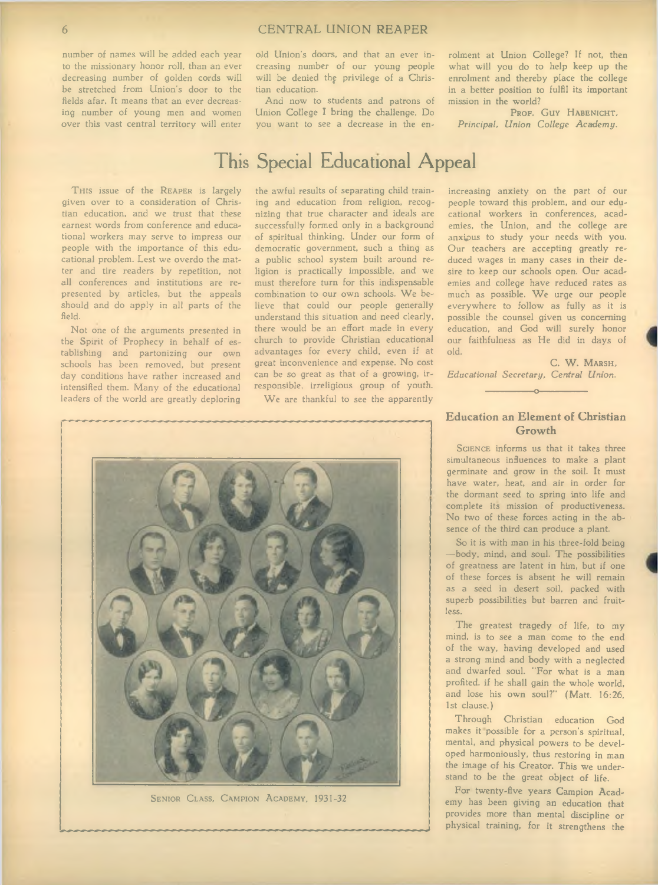number of names will be added each year to the missionary honor roll, than an ever decreasing number of golden cords will be stretched from Union's door to the fields afar. It means that an ever decreasing number of young men and women over this vast central territory will enter old Union's doors, and that an ever increasing number of our young people will be denied the privilege of a Christian education.

And now to students and patrons of Union College I bring the challenge. Do you want to see a decrease in the enrolment at Union College? If not, then what will you do to help keep up the enrolment and thereby place the college in a better position to fulfil its important mission in the world?

PROF. GUY HABENICHT,
*Principal, Union College Academy.*

# This Special Educational Appeal

THIS issue of the REAPER is largely given over to a consideration of Christian education, and we trust that these earnest words from conference and educational workers may serve to impress our people with the importance of this educational problem. Lest we overdo the matter and tire readers by repetition, not all conferences and institutions are represented by articles, but the appeals should and do apply in all parts of the field.

Not one of the arguments presented in the Spirit of Prophecy in behalf of establishing and partonizing our own schools has been removed, but present day conditions have rather increased and intensified them. Many of the educational leaders of the world are greatly deploring the awful results of separating child training and education from religion, recognizing that true character and ideals are successfully formed only in a background of spiritual thinking. Under our form of democratic government, such a thing as a public school system built around religion is practically impossible, and we must therefore turn for this indispensable combination to our own schools. We believe that could our people generally understand this situation and need clearly, there would be an effort made in every church to provide Christian educational advantages for every child, even if at great inconvenience and expense. No cost can be so great as that of a growing, irresponsible, irreligious group of youth.

We are thankful to see the apparently increasing anxiety on the part of our people toward this problem, and our educational workers in conferences, academies, the Union, and the college are anxious to study your needs with you. Our teachers are accepting greatly reduced wages in many cases in their desire to keep our schools open. Our academies and college have reduced rates as much as possible. We urge our people everywhere to follow as fully as it is possible the counsel given us concerning education, and God will surely honor our faithfulness as He did in days of old.

C. W. MARSH,
*Educational Secretary, Central Union.*

SENIOR CLASS, CAMPION ACADEMY, 1931-32

## Education an Element of Christian Growth

SCIENCE informs us that it takes three simultaneous influences to make a plant germinate and grow in the soil. It must have water, heat, and air in order for the dormant seed to spring into life and complete its mission of productiveness. No two of these forces acting in the absence of the third can produce a plant.

So it is with man in his three-fold being —body, mind, and soul. The possibilities of greatness are latent in him, but if one of these forces is absent he will remain as a seed in desert soil, packed with superb possibilities but barren and fruitless.

The greatest tragedy of life, to my mind, is to see a man come to the end of the way, having developed and used a strong mind and body with a neglected and dwarfed soul. "For what is a man profited, if he shall gain the whole world, and lose his own soul?" (Matt. 16:26, 1st clause.)

Through Christian education God makes it possible for a person's spiritual, mental, and physical powers to be developed harmoniously, thus restoring in man the image of his Creator. This we understand to be the great object of life.

For twenty-five years Campion Academy has been giving an education that provides more than mental discipline or physical training, for it strengthens the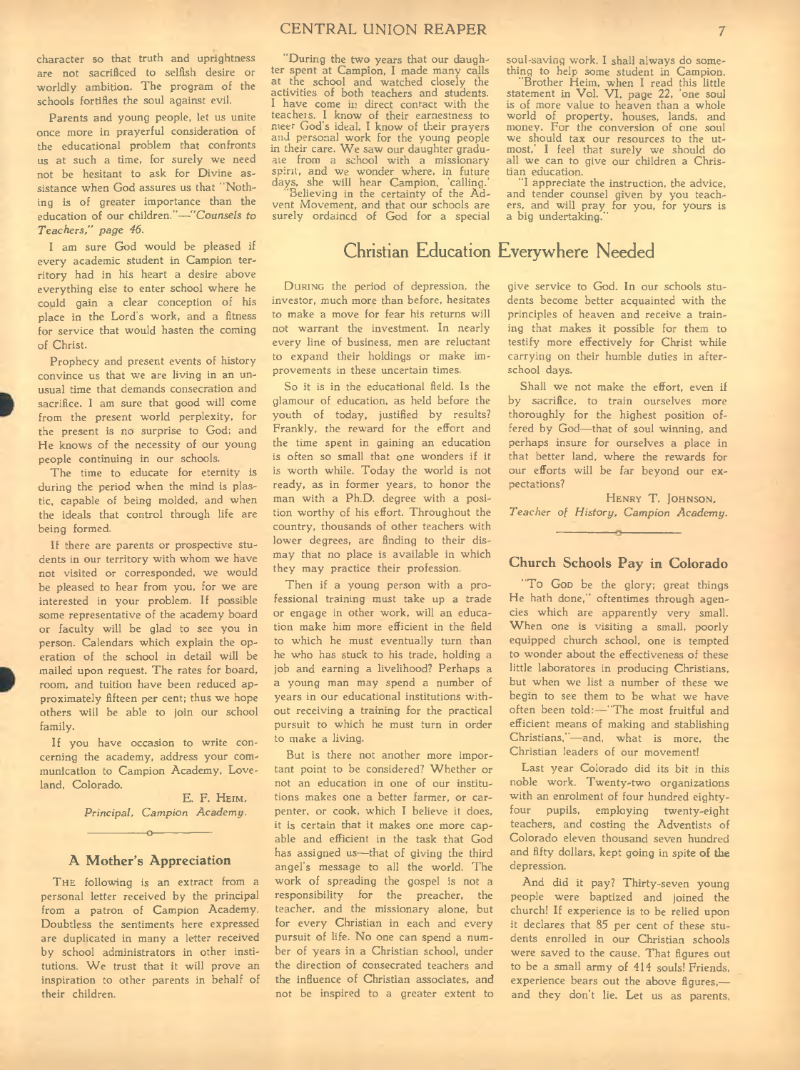character so that truth and uprightness are not sacrificed to selfish desire or worldly ambition. The program of the schools fortifies the soul against evil.

Parents and young people, let us unite once more in prayerful consideration of the educational problem that confronts us at such a time, for surely we need not be hesitant to ask for Divine assistance when God assures us that "Nothing is of greater importance than the education of our children."—*"Counsels to Teachers," page 46.*

I am sure God would be pleased if every academic student in Campion territory had in his heart a desire above everything else to enter school where he could gain a clear conception of his place in the Lord's work, and a fitness for service that would hasten the coming of Christ.

Prophecy and present events of history convince us that we are living in an unusual time that demands consecration and sacrifice. I am sure that good will come from the present world perplexity, for the present is no surprise to God; and He knows of the necessity of our young people continuing in our schools.

The time to educate for eternity is during the period when the mind is plastic, capable of being molded, and when the ideals that control through life are being formed.

If there are parents or prospective students in our territory with whom we have not visited or corresponded, we would be pleased to hear from you, for we are interested in your problem. If possible some representative of the academy board or faculty will be glad to see you in person. Calendars which explain the operation of the school in detail will be mailed upon request. The rates for board, room, and tuition have been reduced approximately fifteen per cent; thus we hope others will be able to join our school family.

If you have occasion to write concerning the academy, address your communication to Campion Academy, Loveland, Colorado.

E. F. HEIM,
*Principal, Campion Academy.*

### A Mother's Appreciation

THE following is an extract from a personal letter received by the principal from a patron of Campion Academy. Doubtless the sentiments here expressed are duplicated in many a letter received by school administrators in other institutions. We trust that it will prove an inspiration to other parents in behalf of their children.

"During the two years that our daughter spent at Campion, I made many calls at the school and watched closely the activities of both teachers and students. I have come in direct contact with the teachers. I know of their earnestness to meet God's ideal. I know of their prayers and personal work for the young people in their care. We saw our daughter graduate from a school with a missionary spirit, and we wonder where, in future days, she will hear Campion, 'calling.'

"Believing in the certainty of the Advent Movement, and that our schools are surely ordained of God for a special soul-saving work, I shall always do something to help some student in Campion.

"Brother Heim, when I read this little statement in Vol. VI, page 22, 'one soul is of more value to heaven than a whole world of property, houses, lands, and money. For the conversion of one soul we should tax our resources to the utmost,' I feel that surely we should do all we can to give our children a Christian education.

"I appreciate the instruction, the advice, and tender counsel given by you teachers, and will pray for you, for yours is a big undertaking."

## Christian Education Everywhere Needed

DURING the period of depression, the investor, much more than before, hesitates to make a move for fear his returns will not warrant the investment. In nearly every line of business, men are reluctant to expand their holdings or make improvements in these uncertain times.

So it is in the educational field. Is the glamour of education, as held before the youth of today, justified by results? Frankly, the reward for the effort and the time spent in gaining an education is often so small that one wonders if it is worth while. Today the world is not ready, as in former years, to honor the man with a Ph.D. degree with a position worthy of his effort. Throughout the country, thousands of other teachers with lower degrees, are finding to their dismay that no place is available in which they may practice their profession.

Then if a young person with a professional training must take up a trade or engage in other work, will an education make him more efficient in the field to which he must eventually turn than he who has stuck to his trade, holding a job and earning a livelihood? Perhaps a a young man may spend a number of years in our educational institutions without receiving a training for the practical pursuit to which he must turn in order to make a living.

But is there not another more important point to be considered? Whether or not an education in one of our institutions makes one a better farmer, or carpenter, or cook, which I believe it does, it is certain that it makes one more capable and efficient in the task that God has assigned us—that of giving the third angel's message to all the world. The work of spreading the gospel is not a responsibility for the preacher, the teacher, and the missionary alone, but for every Christian in each and every pursuit of life. No one can spend a number of years in a Christian school, under the direction of consecrated teachers and the influence of Christian associates, and not be inspired to a greater extent to give service to God. In our schools students become better acquainted with the principles of heaven and receive a training that makes it possible for them to testify more effectively for Christ while carrying on their humble duties in after-school days.

Shall we not make the effort, even if by sacrifice, to train ourselves more thoroughly for the highest position offered by God—that of soul winning, and perhaps insure for ourselves a place in that better land, where the rewards for our efforts will be far beyond our expectations?

HENRY T. JOHNSON,
*Teacher of History, Campion Academy.*

### Church Schools Pay in Colorado

"To GOD be the glory; great things He hath done," oftentimes through agencies which are apparently very small. When one is visiting a small, poorly equipped church school, one is tempted to wonder about the effectiveness of these little laboratores in producing Christians, but when we list a number of these we begin to see them to be what we have often been told:—"The most fruitful and efficient means of making and stablishing Christians,"—and, what is more, the Christian leaders of our movement!

Last year Colorado did its bit in this noble work. Twenty-two organizations with an enrolment of four hundred eighty-four pupils, employing twenty-eight teachers, and costing the Adventists of Colorado eleven thousand seven hundred and fifty dollars, kept going in spite of the depression.

And did it pay? Thirty-seven young people were baptized and joined the church! If experience is to be relied upon it declares that 85 per cent of these students enrolled in our Christian schools were saved to the cause. That figures out to be a small army of 414 souls! Friends, experience bears out the above figures,—and they don't lie. Let us as parents,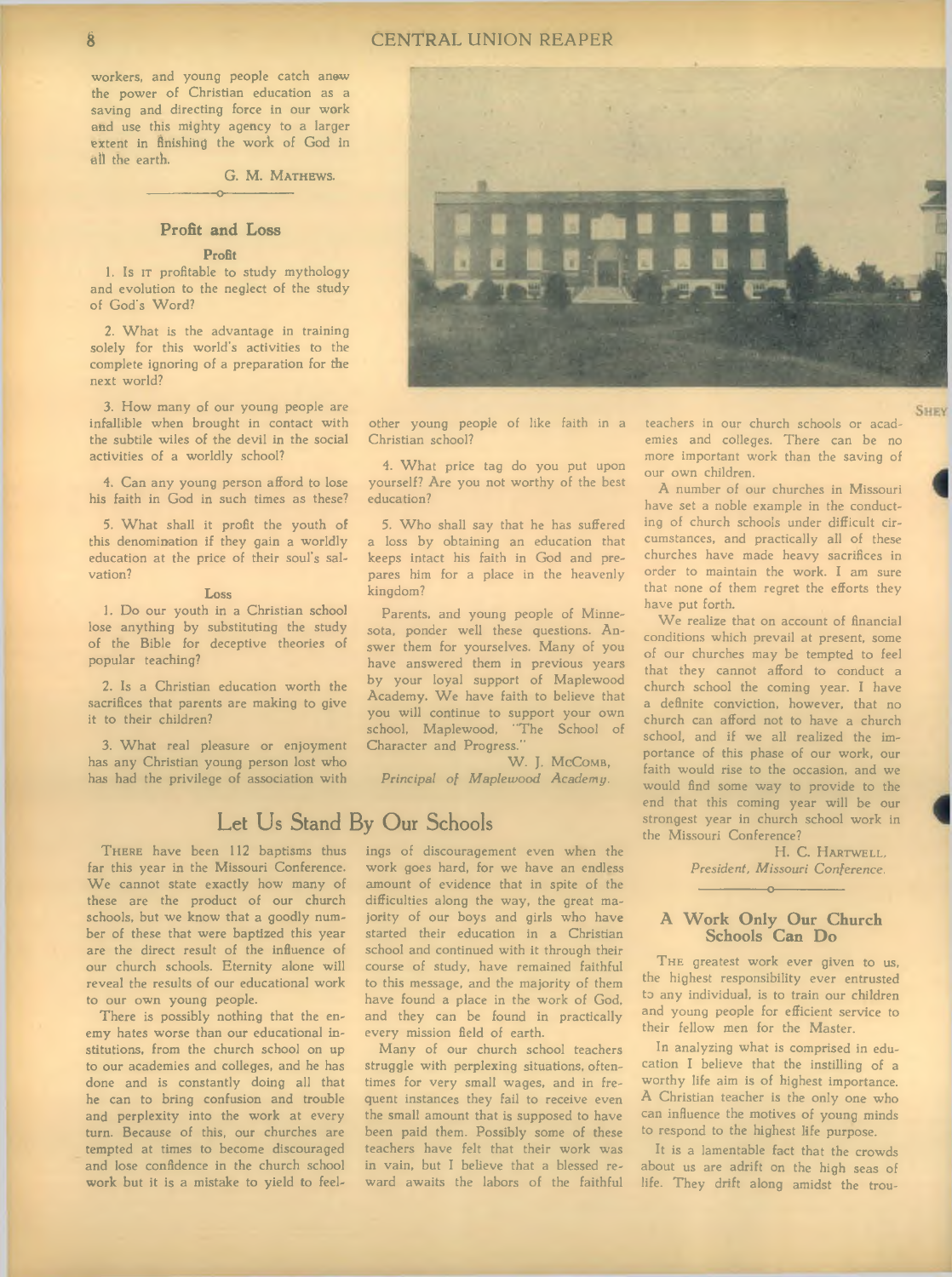workers, and young people catch anew the power of Christian education as a saving and directing force in our work and use this mighty agency to a larger extent in finishing the work of God in all the earth.

G. M. MATHEWS.

### Profit and Loss

**Profit**

1. Is IT profitable to study mythology and evolution to the neglect of the study of God's Word?

2. What is the advantage in training solely for this world's activities to the complete ignoring of a preparation for the next world?

3. How many of our young people are infallible when brought in contact with the subtile wiles of the devil in the social activities of a worldly school?

4. Can any young person afford to lose his faith in God in such times as these?

5. What shall it profit the youth of this denomination if they gain a worldly education at the price of their soul's salvation?

**Loss**

1. Do our youth in a Christian school lose anything by substituting the study of the Bible for deceptive theories of popular teaching?

2. Is a Christian education worth the sacrifices that parents are making to give it to their children?

3. What real pleasure or enjoyment has any Christian young person lost who has had the privilege of association with other young people of like faith in a Christian school?

4. What price tag do you put upon yourself? Are you not worthy of the best education?

5. Who shall say that he has suffered a loss by obtaining an education that keeps intact his faith in God and prepares him for a place in the heavenly kingdom?

Parents, and young people of Minnesota, ponder well these questions. Answer them for yourselves. Many of you have answered them in previous years by your loyal support of Maplewood Academy. We have faith to believe that you will continue to support your own school, Maplewood, "The School of Character and Progress."

W. J. McCOMB,
*Principal of Maplewood Academy.*

## Let Us Stand By Our Schools

THERE have been 112 baptisms thus far this year in the Missouri Conference. We cannot state exactly how many of these are the product of our church schools, but we know that a goodly number of these that were baptized this year are the direct result of the influence of our church schools. Eternity alone will reveal the results of our educational work to our own young people.

There is possibly nothing that the enemy hates worse than our educational institutions, from the church school on up to our academies and colleges, and he has done and is constantly doing all that he can to bring confusion and trouble and perplexity into the work at every turn. Because of this, our churches are tempted at times to become discouraged and lose confidence in the church school work but it is a mistake to yield to feelings of discouragement even when the work goes hard, for we have an endless amount of evidence that in spite of the difficulties along the way, the great majority of our boys and girls who have started their education in a Christian school and continued with it through their course of study, have remained faithful to this message, and the majority of them have found a place in the work of God, and they can be found in practically every mission field of earth.

Many of our church school teachers struggle with perplexing situations, oftentimes for very small wages, and in frequent instances they fail to receive even the small amount that is supposed to have been paid them. Possibly some of these teachers have felt that their work was in vain, but I believe that a blessed reward awaits the labors of the faithful teachers in our church schools or academies and colleges. There can be no more important work than the saving of our own children.

A number of our churches in Missouri have set a noble example in the conducting of church schools under difficult circumstances, and practically all of these churches have made heavy sacrifices in order to maintain the work. I am sure that none of them regret the efforts they have put forth.

We realize that on account of financial conditions which prevail at present, some of our churches may be tempted to feel that they cannot afford to conduct a church school the coming year. I have a definite conviction, however, that no church can afford not to have a church school, and if we all realized the importance of this phase of our work, our faith would rise to the occasion, and we would find some way to provide to the end that this coming year will be our strongest year in church school work in the Missouri Conference?

H. C. HARTWELL,
*President, Missouri Conference.*

### A Work Only Our Church Schools Can Do

THE greatest work ever given to us, the highest responsibility ever entrusted to any individual, is to train our children and young people for efficient service to their fellow men for the Master.

In analyzing what is comprised in education I believe that the instilling of a worthy life aim is of highest importance. A Christian teacher is the only one who can influence the motives of young minds to respond to the highest life purpose.

It is a lamentable fact that the crowds about us are adrift on the high seas of life. They drift along amidst the trou-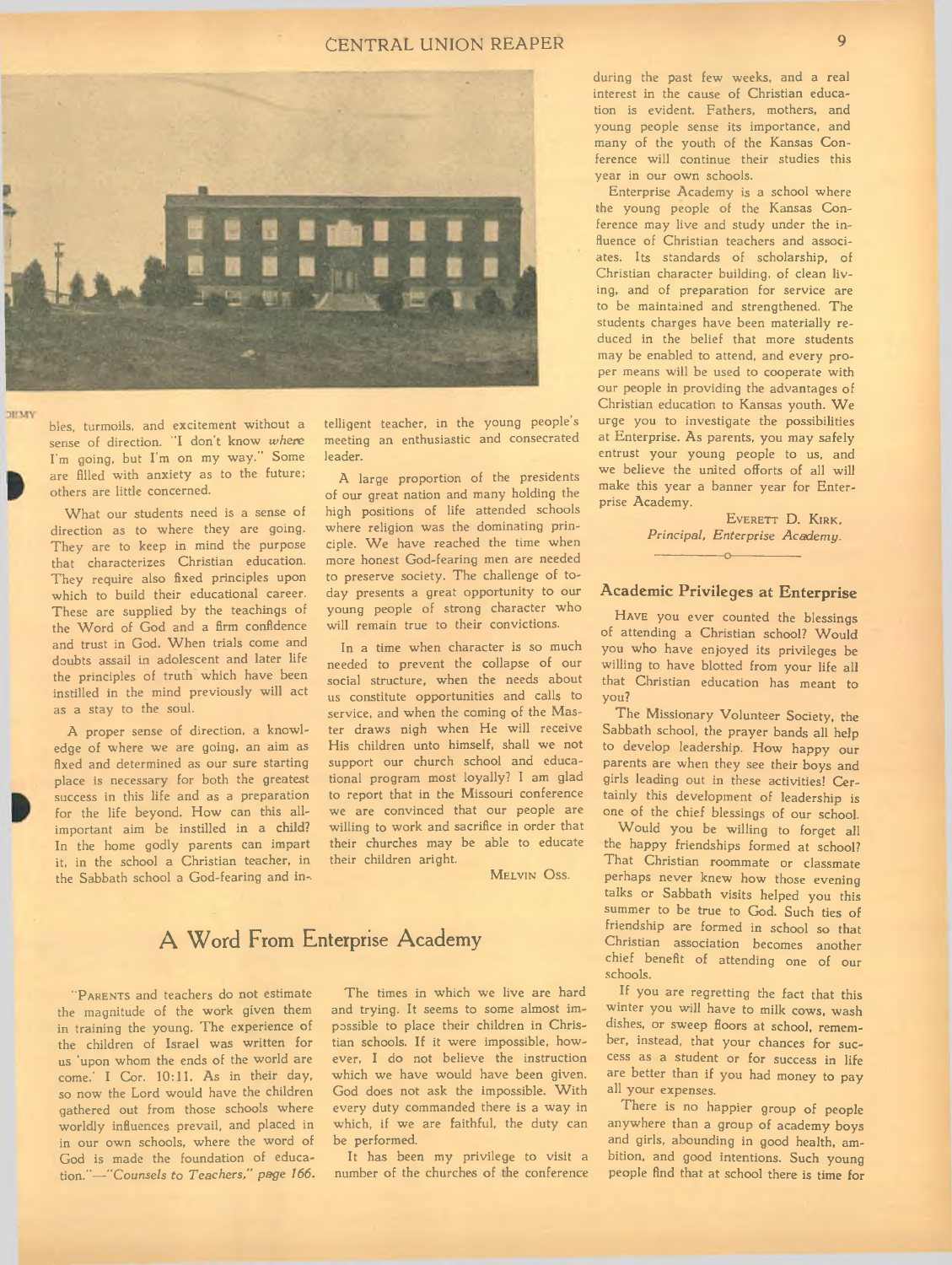bles, turmoils, and excitement without a sense of direction. "I don't know *where* I'm going, but I'm on my way." Some are filled with anxiety as to the future; others are little concerned.

What our students need is a sense of direction as to where they are going. They are to keep in mind the purpose that characterizes Christian education. They require also fixed principles upon which to build their educational career. These are supplied by the teachings of the Word of God and a firm confidence and trust in God. When trials come and doubts assail in adolescent and later life the principles of truth which have been instilled in the mind previously will act as a stay to the soul.

A proper sense of direction, a knowledge of where we are going, an aim as fixed and determined as our sure starting place is necessary for both the greatest success in this life and as a preparation for the life beyond. How can this all-important aim be instilled in a child? In the home godly parents can impart it, in the school a Christian teacher, in the Sabbath school a God-fearing and intelligent teacher, in the young people's meeting an enthusiastic and consecrated leader.

A large proportion of the presidents of our great nation and many holding the high positions of life attended schools where religion was the dominating principle. We have reached the time when more honest God-fearing men are needed to preserve society. The challenge of today presents a great opportunity to our young people of strong character who will remain true to their convictions.

In a time when character is so much needed to prevent the collapse of our social structure, when the needs about us constitute opportunities and calls to service, and when the coming of the Master draws nigh when He will receive His children unto himself, shall we not support our church school and educational program most loyally? I am glad to report that in the Missouri conference we are convinced that our people are willing to work and sacrifice in order that their churches may be able to educate their children aright.

MELVIN OSS.

## A Word From Enterprise Academy

"PARENTS and teachers do not estimate the magnitude of the work given them in training the young. The experience of the children of Israel was written for us 'upon whom the ends of the world are come.' I Cor. 10:11. As in their day, so now the Lord would have the children gathered out from those schools where worldly influences prevail, and placed in in our own schools, where the word of God is made the foundation of education."—*"Counsels to Teachers," page 166.*

The times in which we live are hard and trying. It seems to some almost impossible to place their children in Christian schools. If it were impossible, however, I do not believe the instruction which we have would have been given. God does not ask the impossible. With every duty commanded there is a way in which, if we are faithful, the duty can be performed.

It has been my privilege to visit a number of the churches of the conference during the past few weeks, and a real interest in the cause of Christian education is evident. Fathers, mothers, and young people sense its importance, and many of the youth of the Kansas Conference will continue their studies this year in our own schools.

Enterprise Academy is a school where the young people of the Kansas Conference may live and study under the influence of Christian teachers and associates. Its standards of scholarship, of Christian character building, of clean living, and of preparation for service are to be maintained and strengthened. The students charges have been materially reduced in the belief that more students may be enabled to attend, and every proper means will be used to cooperate with our people in providing the advantages of Christian education to Kansas youth. We urge you to investigate the possibilities at Enterprise. As parents, you may safely entrust your young people to us, and we believe the united efforts of all will make this year a banner year for Enterprise Academy.

EVERETT D. KIRK,
*Principal, Enterprise Academy.*

### Academic Privileges at Enterprise

HAVE you ever counted the blessings of attending a Christian school? Would you who have enjoyed its privileges be willing to have blotted from your life all that Christian education has meant to you?

The Missionary Volunteer Society, the Sabbath school, the prayer bands all help to develop leadership. How happy our parents are when they see their boys and girls leading out in these activities! Certainly this development of leadership is one of the chief blessings of our school.

Would you be willing to forget all the happy friendships formed at school? That Christian roommate or classmate perhaps never knew how those evening talks or Sabbath visits helped you this summer to be true to God. Such ties of friendship are formed in school so that Christian association becomes another chief benefit of attending one of our schools.

If you are regretting the fact that this winter you will have to milk cows, wash dishes, or sweep floors at school, remember, instead, that your chances for success as a student or for success in life are better than if you had money to pay all your expenses.

There is no happier group of people anywhere than a group of academy boys and girls, abounding in good health, ambition, and good intentions. Such young people find that at school there is time for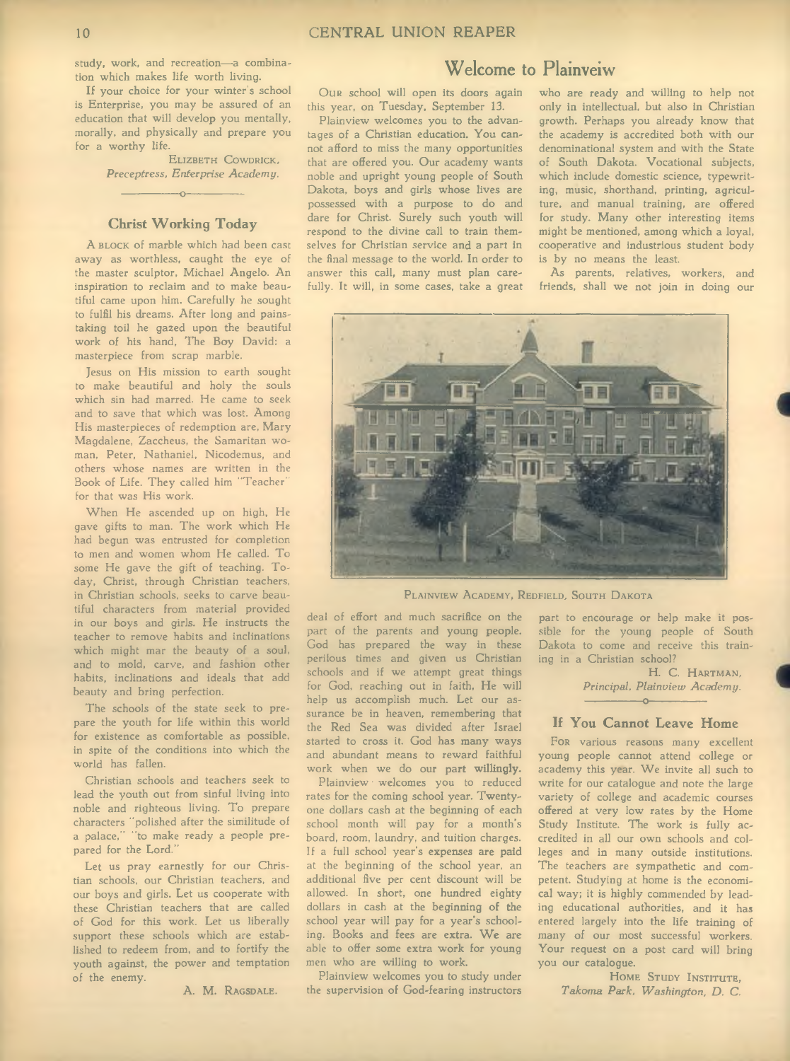study, work, and recreation—a combination which makes life worth living.

If your choice for your winter's school is Enterprise, you may be assured of an education that will develop you mentally, morally, and physically and prepare you for a worthy life.

ELIZBETH COWDRICK,
*Preceptress, Enterprise Academy.*

## Christ Working Today

A BLOCK of marble which had been cast away as worthless, caught the eye of the master sculptor, Michael Angelo. An inspiration to reclaim and to make beautiful came upon him. Carefully he sought to fulfil his dreams. After long and painstaking toil he gazed upon the beautiful work of his hand, The Boy David: a masterpiece from scrap marble.

Jesus on His mission to earth sought to make beautiful and holy the souls which sin had marred. He came to seek and to save that which was lost. Among His masterpieces of redemption are, Mary Magdalene, Zaccheus, the Samaritan woman, Peter, Nathaniel, Nicodemus, and others whose names are written in the Book of Life. They called him "Teacher" for that was His work.

When He ascended up on high, He gave gifts to man. The work which He had begun was entrusted for completion to men and women whom He called. To some He gave the gift of teaching. Today, Christ, through Christian teachers, in Christian schools, seeks to carve beautiful characters from material provided in our boys and girls. He instructs the teacher to remove habits and inclinations which might mar the beauty of a soul, and to mold, carve, and fashion other habits, inclinations and ideals that add beauty and bring perfection.

The schools of the state seek to prepare the youth for life within this world for existence as comfortable as possible, in spite of the conditions into which the world has fallen.

Christian schools and teachers seek to lead the youth out from sinful living into noble and righteous living. To prepare characters "polished after the similitude of a palace," "to make ready a people prepared for the Lord."

Let us pray earnestly for our Christian schools, our Christian teachers, and our boys and girls. Let us cooperate with these Christian teachers that are called of God for this work. Let us liberally support these schools which are established to redeem from, and to fortify the youth against, the power and temptation of the enemy.

A. M. RAGSDALE.

## Welcome to Plainveiw

OUR school will open its doors again this year, on Tuesday, September 13.

Plainview welcomes you to the advantages of a Christian education. You cannot afford to miss the many opportunities that are offered you. Our academy wants noble and upright young people of South Dakota, boys and girls whose lives are possessed with a purpose to do and dare for Christ. Surely such youth will respond to the divine call to train themselves for Christian service and a part in the final message to the world. In order to answer this call, many must plan carefully. It will, in some cases, take a great deal of effort and much sacrifice on the part of the parents and young people. God has prepared the way in these perilous times and given us Christian schools and if we attempt great things for God, reaching out in faith, He will help us accomplish much. Let our assurance be in heaven, remembering that the Red Sea was divided after Israel started to cross it. God has many ways and abundant means to reward faithful work when we do our part willingly.

Plainview welcomes you to reduced rates for the coming school year. Twenty-one dollars cash at the beginning of each school month will pay for a month's board, room, laundry, and tuition charges. If a full school year's expenses are paid at the beginning of the school year, an additional five per cent discount will be allowed. In short, one hundred eighty dollars in cash at the beginning of the school year will pay for a year's schooling. Books and fees are extra. We are able to offer some extra work for young men who are willing to work.

Plainview welcomes you to study under the supervision of God-fearing instructors who are ready and willing to help not only in intellectual, but also in Christian growth. Perhaps you already know that the academy is accredited both with our denominational system and with the State of South Dakota. Vocational subjects, which include domestic science, typewriting, music, shorthand, printing, agriculture, and manual training, are offered for study. Many other interesting items might be mentioned, among which a loyal, cooperative and industrious student body is by no means the least.

As parents, relatives, workers, and friends, shall we not join in doing our part to encourage or help make it possible for the young people of South Dakota to come and receive this training in a Christian school?

H. C. HARTMAN,
*Principal, Plainview Academy.*

PLAINVIEW ACADEMY, REDFIELD, SOUTH DAKOTA

## If You Cannot Leave Home

FOR various reasons many excellent young people cannot attend college or academy this year. We invite all such to write for our catalogue and note the large variety of college and academic courses offered at very low rates by the Home Study Institute. The work is fully accredited in all our own schools and colleges and in many outside institutions. The teachers are sympathetic and competent. Studying at home is the economical way; it is highly commended by leading educational authorities, and it has entered largely into the life training of many of our most successful workers. Your request on a post card will bring you our catalogue.

HOME STUDY INSTITUTE,
*Takoma Park, Washington, D. C.*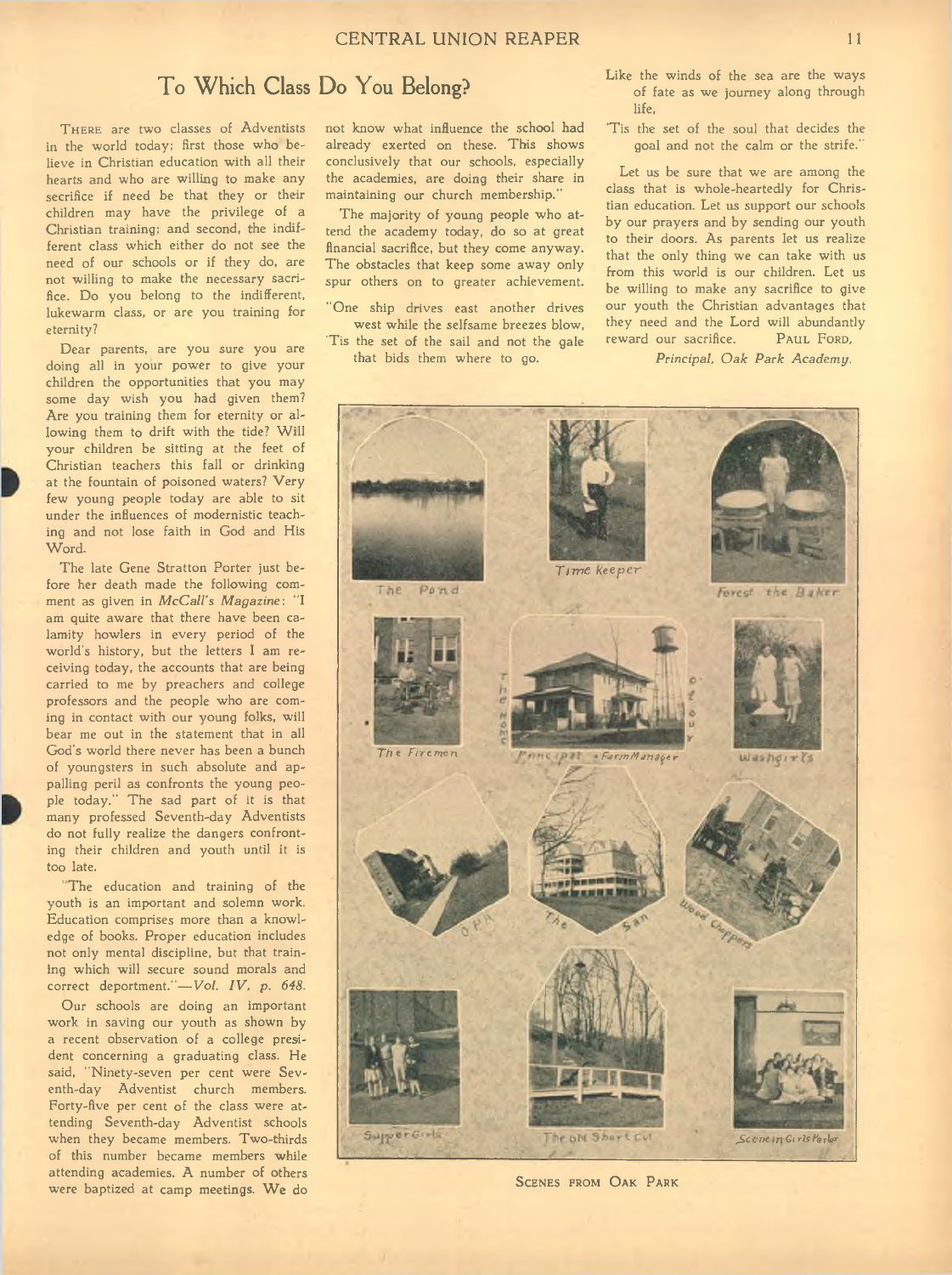# To Which Class Do You Belong?

THERE are two classes of Adventists in the world today; first those who believe in Christian education with all their hearts and who are willing to make any secrifice if need be that they or their children may have the privilege of a Christian training; and second, the indifferent class which either do not see the need of our schools or if they do, are not willing to make the necessary sacrifice. Do you belong to the indifferent, lukewarm class, or are you training for eternity?

Dear parents, are you sure you are doing all in your power to give your children the opportunities that you may some day wish you had given them? Are you training them for eternity or allowing them to drift with the tide? Will your children be sitting at the feet of Christian teachers this fall or drinking at the fountain of poisoned waters? Very few young people today are able to sit under the influences of modernistic teaching and not lose faith in God and His Word.

The late Gene Stratton Porter just before her death made the following comment as given in *McCall's Magazine*: "I am quite aware that there have been calamity howlers in every period of the world's history, but the letters I am receiving today, the accounts that are being carried to me by preachers and college professors and the people who are coming in contact with our young folks, will bear me out in the statement that in all God's world there never has been a bunch of youngsters in such absolute and appalling peril as confronts the young people today." The sad part of it is that many professed Seventh-day Adventists do not fully realize the dangers confronting their children and youth until it is too late.

"The education and training of the youth is an important and solemn work. Education comprises more than a knowledge of books. Proper education includes not only mental discipline, but that training which will secure sound morals and correct deportment."—*Vol. IV, p. 648.*

Our schools are doing an important work in saving our youth as shown by a recent observation of a college president concerning a graduating class. He said, "Ninety-seven per cent were Seventh-day Adventist church members. Forty-five per cent of the class were attending Seventh-day Adventist schools when they became members. Two-thirds of this number became members while attending academies. A number of others were baptized at camp meetings. We do not know what influence the school had already exerted on these. This shows conclusively that our schools, especially the academies, are doing their share in maintaining our church membership."

The majority of young people who attend the academy today, do so at great financial sacrifice, but they come anyway. The obstacles that keep some away only spur others on to greater achievement.

"One ship drives east another drives west while the selfsame breezes blow,
'Tis the set of the sail and not the gale that bids them where to go.
Like the winds of the sea are the ways of fate as we journey along through life,
'Tis the set of the soul that decides the goal and not the calm or the strife."

Let us be sure that we are among the class that is whole-heartedly for Christian education. Let us support our schools by our prayers and by sending our youth to their doors. As parents let us realize that the only thing we can take with us from this world is our children. Let us be willing to make any sacrifice to give our youth the Christian advantages that they need and the Lord will abundantly reward our sacrifice.

PAUL FORD,
*Principal, Oak Park Academy.*

SCENES FROM OAK PARK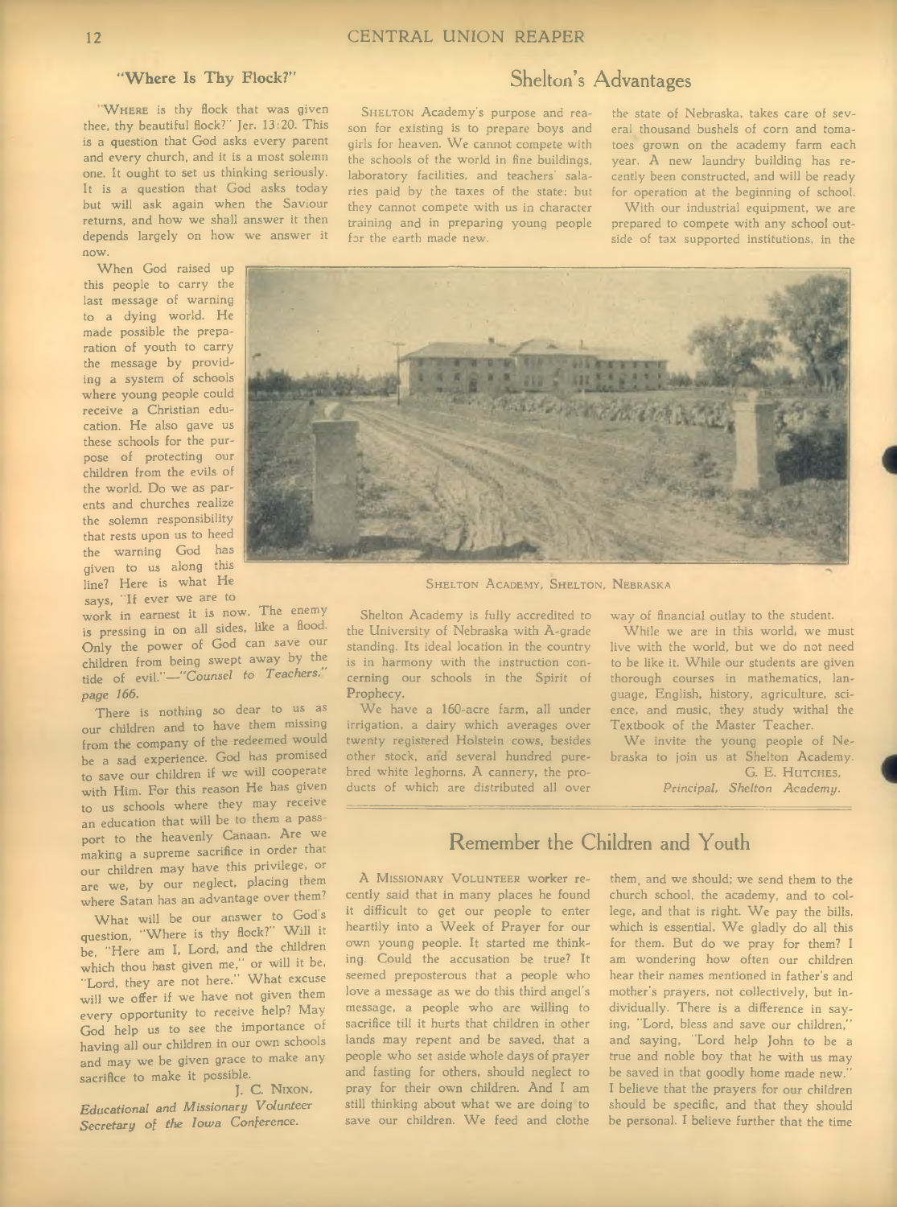## "Where Is Thy Flock?"

"WHERE is thy flock that was given thee, thy beautiful flock?" Jer. 13:20. This is a question that God asks every parent and every church, and it is a most solemn one. It ought to set us thinking seriously. It is a question that God asks today but will ask again when the Saviour returns, and how we shall answer it then depends largely on how we answer it now.

When God raised up this people to carry the last message of warning to a dying world, He made possible the preparation of youth to carry the message by providing a system of schools where young people could receive a Christian education. He also gave us these schools for the purpose of protecting our children from the evils of the world. Do we as parents and churches realize the solemn responsibility that rests upon us to heed the warning God has given to us along this line? Here is what He says, "If ever we are to work in earnest it is now. The enemy is pressing in on all sides, like a flood. Only the power of God can save our children from being swept away by the tide of evil."—*"Counsel to Teachers," page 166.*

There is nothing so dear to us as our children and to have them missing from the company of the redeemed would be a sad experience. God has promised to save our children if we will cooperate with Him. For this reason He has given to us schools where they may receive an education that will be to them a passport to the heavenly Canaan. Are we making a supreme sacrifice in order that our children may have this privilege, or are we, by our neglect, placing them where Satan has an advantage over them?

What will be our answer to God's question, "Where is thy flock?" Will it be, "Here am I, Lord, and the children which thou hast given me," or will it be, "Lord, they are not here." What excuse will we offer if we have not given them every opportunity to receive help? May God help us to see the importance of having all our children in our own schools and may we be given grace to make any sacrifice to make it possible.

J. C. NIXON,
*Educational and Missionary Volunteer Secretary of the Iowa Conference.*

## Shelton's Advantages

SHELTON Academy's purpose and reason for existing is to prepare boys and girls for heaven. We cannot compete with the schools of the world in fine buildings, laboratory facilities, and teachers' salaries paid by the taxes of the state; but they cannot compete with us in character training and in preparing young people for the earth made new.

the state of Nebraska, takes care of several thousand bushels of corn and tomatoes grown on the academy farm each year. A new laundry building has recently been constructed, and will be ready for operation at the beginning of school.

With our industrial equipment, we are prepared to compete with any school outside of tax supported institutions, in the way of financial outlay to the student.

SHELTON ACADEMY, SHELTON, NEBRASKA

Shelton Academy is fully accredited to the University of Nebraska with A-grade standing. Its ideal location in the country is in harmony with the instruction concerning our schools in the Spirit of Prophecy.

We have a 160-acre farm, all under irrigation, a dairy which averages over twenty registered Holstein cows, besides other stock, and several hundred purebred white leghorns. A cannery, the products of which are distributed all over

While we are in this world, we must live with the world, but we do not need to be like it. While our students are given thorough courses in mathematics, language, English, history, agriculture, science, and music, they study withal the Textbook of the Master Teacher.

We invite the young people of Nebraska to join us at Shelton Academy.

G. E. HUTCHES,
*Principal, Shelton Academy.*

## Remember the Children and Youth

A MISSIONARY VOLUNTEER worker recently said that in many places he found it difficult to get our people to enter heartily into a Week of Prayer for our own young people. It started me thinking. Could the accusation be true? It seemed preposterous that a people who love a message as we do this third angel's message, a people who are willing to sacrifice till it hurts that children in other lands may repent and be saved, that a people who set aside whole days of prayer and fasting for others, should neglect to pray for their own children. And I am still thinking about what we are doing to save our children. We feed and clothe them, and we should; we send them to the church school, the academy, and to college, and that is right. We pay the bills, which is essential. We gladly do all this for them. But do we pray for them? I am wondering how often our children hear their names mentioned in father's and mother's prayers, not collectively, but individually. There is a difference in saying, "Lord, bless and save our children," and saying, "Lord help John to be a true and noble boy that he with us may be saved in that goodly home made new." I believe that the prayers for our children should be specific, and that they should be personal. I believe further that the time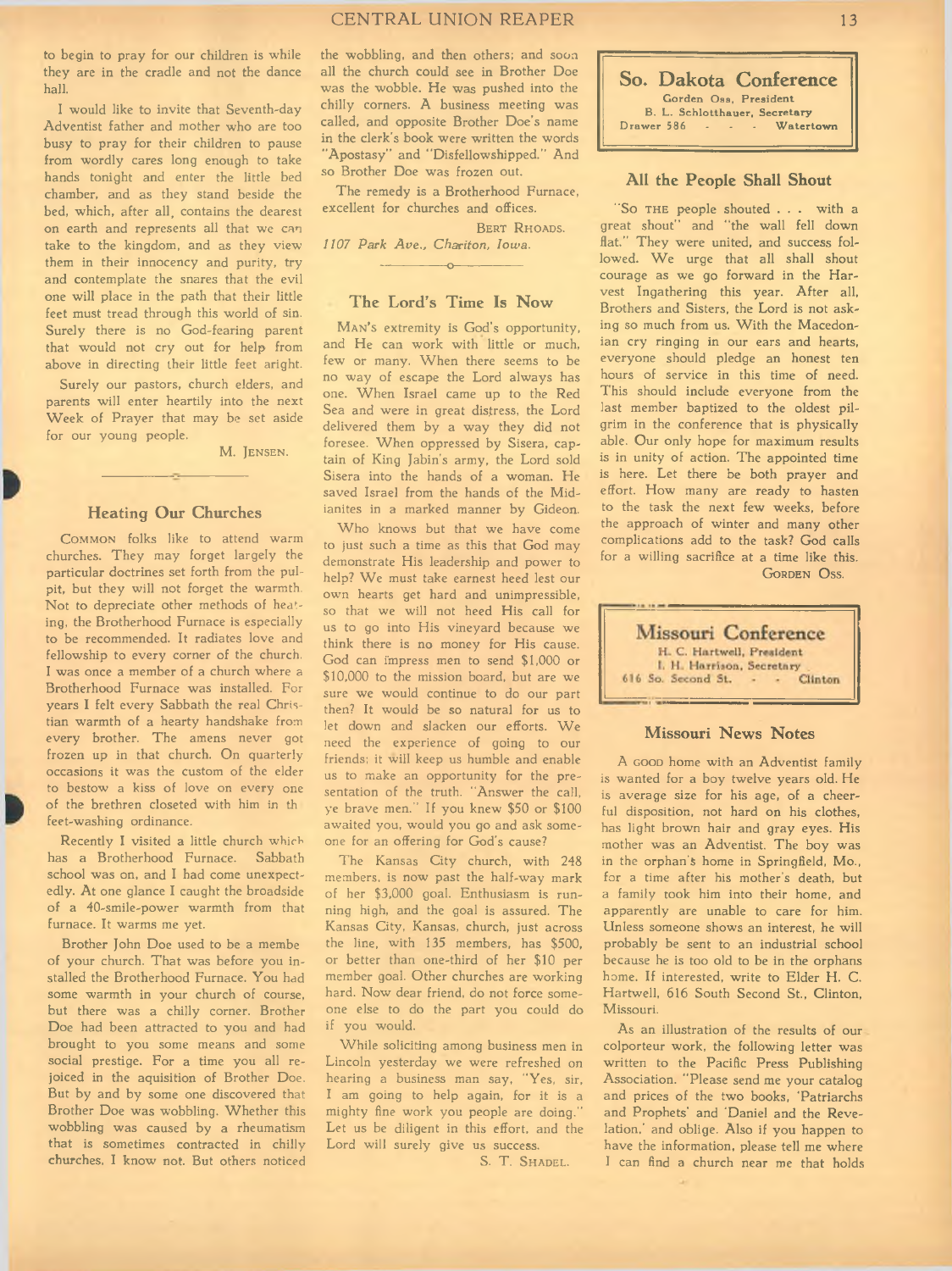to begin to pray for our children is while they are in the cradle and not the dance hall.

I would like to invite that Seventh-day Adventist father and mother who are too busy to pray for their children to pause from wordly cares long enough to take hands tonight and enter the little bed chamber, and as they stand beside the bed, which, after all, contains the dearest on earth and represents all that we can take to the kingdom, and as they view them in their innocency and purity, try and contemplate the snares that the evil one will place in the path that their little feet must tread through this world of sin. Surely there is no God-fearing parent that would not cry out for help from above in directing their little feet aright.

Surely our pastors, church elders, and parents will enter heartily into the next Week of Prayer that may be set aside for our young people.

M. JENSEN.

## Heating Our Churches

COMMON folks like to attend warm churches. They may forget largely the particular doctrines set forth from the pulpit, but they will not forget the warmth. Not to depreciate other methods of heating, the Brotherhood Furnace is especially to be recommended. It radiates love and fellowship to every corner of the church. I was once a member of a church where a Brotherhood Furnace was installed. For years I felt every Sabbath the real Christian warmth of a hearty handshake from every brother. The amens never got frozen up in that church. On quarterly occasions it was the custom of the elder to bestow a kiss of love on every one of the brethren closeted with him in th feet-washing ordinance.

Recently I visited a little church which has a Brotherhood Furnace. Sabbath school was on, and I had come unexpectedly. At one glance I caught the broadside of a 40-smile-power warmth from that furnace. It warms me yet.

Brother John Doe used to be a membe of your church. That was before you installed the Brotherhood Furnace. You had some warmth in your church of course, but there was a chilly corner. Brother Doe had been attracted to you and had brought to you some means and some social prestige. For a time you all rejoiced in the aquisition of Brother Doe. But by and by some one discovered that Brother Doe was wobbling. Whether this wobbling was caused by a rheumatism that is sometimes contracted in chilly churches, I know not. But others noticed the wobbling, and then others; and soon all the church could see in Brother Doe was the wobble. He was pushed into the chilly corners. A business meeting was called, and opposite Brother Doe's name in the clerk's book were written the words "Apostasy" and "Disfellowshipped." And so Brother Doe was frozen out.

The remedy is a Brotherhood Furnace, excellent for churches and offices.

BERT RHOADS.

*1107 Park Ave., Chariton, Iowa.*

## The Lord's Time Is Now

MAN'S extremity is God's opportunity, and He can work with little or much, few or many. When there seems to be no way of escape the Lord always has one. When Israel came up to the Red Sea and were in great distress, the Lord delivered them by a way they did not foresee. When oppressed by Sisera, captain of King Jabin's army, the Lord sold Sisera into the hands of a woman. He saved Israel from the hands of the Midianites in a marked manner by Gideon.

Who knows but that we have come to just such a time as this that God may demonstrate His leadership and power to help? We must take earnest heed lest our own hearts get hard and unimpressible, so that we will not heed His call for us to go into His vineyard because we think there is no money for His cause. God can impress men to send $1,000 or $10,000 to the mission board, but are we sure we would continue to do our part then? It would be so natural for us to let down and slacken our efforts. We need the experience of going to our friends; it will keep us humble and enable us to make an opportunity for the presentation of the truth. "Answer the call, ye brave men." If you knew $50 or $100 awaited you, would you go and ask someone for an offering for God's cause?

The Kansas City church, with 248 members, is now past the half-way mark of her $3,000 goal. Enthusiasm is running high, and the goal is assured. The Kansas City, Kansas, church, just across the line, with 135 members, has $500, or better than one-third of her $10 per member goal. Other churches are working hard. Now dear friend, do not force someone else to do the part you could do if you would.

While soliciting among business men in Lincoln yesterday we were refreshed on hearing a business man say, "Yes, sir, I am going to help again, for it is a mighty fine work you people are doing." Let us be diligent in this effort, and the Lord will surely give us success.

S. T. SHADEL.

## So. Dakota Conference

Gorden Oss, President
B. L. Schlotthauer, Secretary
Drawer 586 - - - Watertown

### All the People Shall Shout

"SO THE people shouted . . . with a great shout" and "the wall fell down flat." They were united, and success followed. We urge that all shall shout courage as we go forward in the Harvest Ingathering this year. After all, Brothers and Sisters, the Lord is not asking so much from us. With the Macedonian cry ringing in our ears and hearts, everyone should pledge an honest ten hours of service in this time of need. This should include everyone from the last member baptized to the oldest pilgrim in the conference that is physically able. Our only hope for maximum results is in unity of action. The appointed time is here. Let there be both prayer and effort. How many are ready to hasten to the task the next few weeks, before the approach of winter and many other complications add to the task? God calls for a willing sacrifice at a time like this.

GORDEN OSS.

## Missouri Conference

H. C. Hartwell, President
I. H. Harrison, Secretary
616 So. Second St. - - Clinton

### Missouri News Notes

A GOOD home with an Adventist family is wanted for a boy twelve years old. He is average size for his age, of a cheerful disposition, not hard on his clothes, has light brown hair and gray eyes. His mother was an Adventist. The boy was in the orphan's home in Springfield, Mo., for a time after his mother's death, but a family took him into their home, and apparently are unable to care for him. Unless someone shows an interest, he will probably be sent to an industrial school because he is too old to be in the orphans home. If interested, write to Elder H. C. Hartwell, 616 South Second St., Clinton, Missouri.

As an illustration of the results of our colporteur work, the following letter was written to the Pacific Press Publishing Association. "Please send me your catalog and prices of the two books, 'Patriarchs and Prophets' and 'Daniel and the Revelation,' and oblige. Also if you happen to have the information, please tell me where I can find a church near me that holds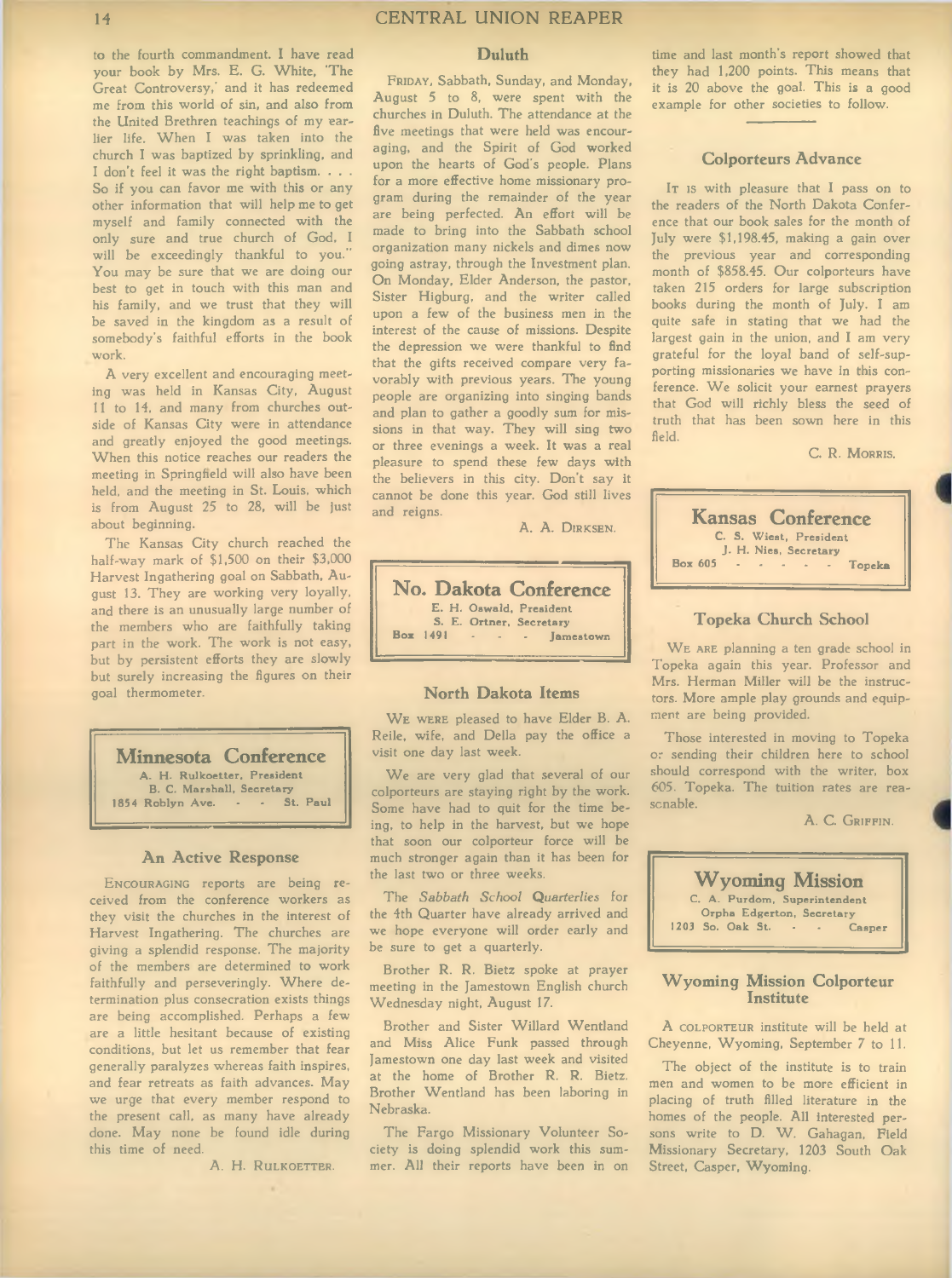to the fourth commandment. I have read your book by Mrs. E. G. White, 'The Great Controversy,' and it has redeemed me from this world of sin, and also from the United Brethren teachings of my earlier life. When I was taken into the church I was baptized by sprinkling, and I don't feel it was the right baptism. . . . So if you can favor me with this or any other information that will help me to get myself and family connected with the only sure and true church of God, I will be exceedingly thankful to you." You may be sure that we are doing our best to get in touch with this man and his family, and we trust that they will be saved in the kingdom as a result of somebody's faithful efforts in the book work.

A very excellent and encouraging meeting was held in Kansas City, August 11 to 14, and many from churches outside of Kansas City were in attendance and greatly enjoyed the good meetings. When this notice reaches our readers the meeting in Springfield will also have been held, and the meeting in St. Louis, which is from August 25 to 28, will be just about beginning.

The Kansas City church reached the half-way mark of $1,500 on their $3,000 Harvest Ingathering goal on Sabbath, August 13. They are working very loyally, and there is an unusually large number of the members who are faithfully taking part in the work. The work is not easy, but by persistent efforts they are slowly but surely increasing the figures on their goal thermometer.

## Minnesota Conference

A. H. Rulkoetter, President
B. C. Marshall, Secretary
1854 Roblyn Ave. - - St. Paul

### An Active Response

ENCOURAGING reports are being received from the conference workers as they visit the churches in the interest of Harvest Ingathering. The churches are giving a splendid response. The majority of the members are determined to work faithfully and perseveringly. Where determination plus consecration exists things are being accomplished. Perhaps a few are a little hesitant because of existing conditions, but let us remember that fear generally paralyzes whereas faith inspires, and fear retreats as faith advances. May we urge that every member respond to the present call, as many have already done. May none be found idle during this time of need.

A. H. RULKOETTER.

### Duluth

FRIDAY, Sabbath, Sunday, and Monday, August 5 to 8, were spent with the churches in Duluth. The attendance at the five meetings that were held was encouraging, and the Spirit of God worked upon the hearts of God's people. Plans for a more effective home missionary program during the remainder of the year are being perfected. An effort will be made to bring into the Sabbath school organization many nickels and dimes now going astray, through the Investment plan. On Monday, Elder Anderson, the pastor, Sister Higburg, and the writer called upon a few of the business men in the interest of the cause of missions. Despite the depression we were thankful to find that the gifts received compare very favorably with previous years. The young people are organizing into singing bands and plan to gather a goodly sum for missions in that way. They will sing two or three evenings a week. It was a real pleasure to spend these few days with the believers in this city. Don't say it cannot be done this year. God still lives and reigns.

A. A. DIRKSEN.

## No. Dakota Conference

E. H. Oswald, President
S. E. Ortner, Secretary
Box 1491 - - - Jamestown

### North Dakota Items

WE WERE pleased to have Elder B. A. Reile, wife, and Della pay the office a visit one day last week.

We are very glad that several of our colporteurs are staying right by the work. Some have had to quit for the time being, to help in the harvest, but we hope that soon our colporteur force will be much stronger again than it has been for the last two or three weeks.

The *Sabbath School Quarterlies* for the 4th Quarter have already arrived and we hope everyone will order early and be sure to get a quarterly.

Brother R. R. Bietz spoke at prayer meeting in the Jamestown English church Wednesday night, August 17.

Brother and Sister Willard Wentland and Miss Alice Funk passed through Jamestown one day last week and visited at the home of Brother R. R. Bietz. Brother Wentland has been laboring in Nebraska.

The Fargo Missionary Volunteer Society is doing splendid work this summer. All their reports have been in on time and last month's report showed that they had 1,200 points. This means that it is 20 above the goal. This is a good example for other societies to follow.

### Colporteurs Advance

IT IS with pleasure that I pass on to the readers of the North Dakota Conference that our book sales for the month of July were $1,198.45, making a gain over the previous year and corresponding month of $858.45. Our colporteurs have taken 215 orders for large subscription books during the month of July. I am quite safe in stating that we had the largest gain in the union, and I am very grateful for the loyal band of self-supporting missionaries we have in this conference. We solicit your earnest prayers that God will richly bless the seed of truth that has been sown here in this field.

C. R. MORRIS.

## Kansas Conference

C. S. Wiest, President
J. H. Nies, Secretary
Box 605 - - - - - Topeka

### Topeka Church School

WE ARE planning a ten grade school in Topeka again this year. Professor and Mrs. Herman Miller will be the instructors. More ample play grounds and equipment are being provided.

Those interested in moving to Topeka or sending their children here to school should correspond with the writer, box 605. Topeka. The tuition rates are reasonable.

A. C. GRIFFIN.

## Wyoming Mission

C. A. Purdom, Superintendent
Orpha Edgerton, Secretary
1203 So. Oak St. - - Casper

### Wyoming Mission Colporteur Institute

A COLPORTEUR institute will be held at Cheyenne, Wyoming, September 7 to 11.

The object of the institute is to train men and women to be more efficient in placing of truth filled literature in the homes of the people. All interested persons write to D. W. Gahagan, Field Missionary Secretary, 1203 South Oak Street, Casper, Wyoming.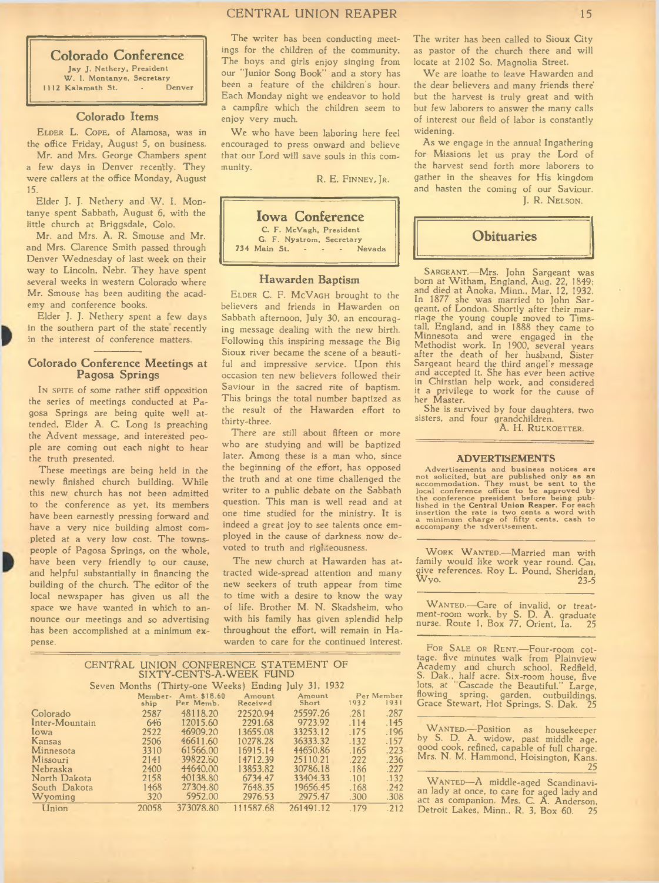## Colorado Conference

Jay J. Nethery, President
W. I. Montanye, Secretary
1112 Kalamath St. - Denver

### Colorado Items

ELDER L. COPE, of Alamosa, was in the office Friday, August 5, on business.

Mr. and Mrs. George Chambers spent a few days in Denver recently. They were callers at the office Monday, August 15.

Elder J. J. Nethery and W. I. Montanye spent Sabbath, August 6, with the little church at Briggsdale, Colo.

Mr. and Mrs. A. R. Smouse and Mr. and Mrs. Clarence Smith passed through Denver Wednesday of last week on their way to Lincoln, Nebr. They have spent several weeks in western Colorado where Mr. Smouse has been auditing the academy and conference books.

Elder J. J. Nethery spent a few days in the southern part of the state recently in the interest of conference matters.

### Colorado Conference Meetings at Pagosa Springs

IN SPITE of some rather stiff opposition the series of meetings conducted at Pagosa Springs are being quite well attended. Elder A. C. Long is preaching the Advent message, and interested people are coming out each night to hear the truth presented.

These meetings are being held in the newly finished church building. While this new church has not been admitted to the conference as yet, its members have been earnestly pressing forward and have a very nice building almost completed at a very low cost. The townspeople of Pagosa Springs, on the whole, have been very friendly to our cause, and helpful substantially in financing the building of the church. The editor of the local newspaper has given us all the space we have wanted in which to announce our meetings and so advertising has been accomplished at a minimum expense.

The writer has been conducting meetings for the children of the community. The boys and girls enjoy singing from our "Junior Song Book" and a story has been a feature of the children's hour. Each Monday night we endeavor to hold a campfire which the children seem to enjoy very much.

We who have been laboring here feel encouraged to press onward and believe that our Lord will save souls in this community.

R. E. FINNEY, JR.

## Iowa Conference

C. F. McVagh, President
G. F. Nystrom, Secretary
734 Main St. - - - Nevada

### Hawarden Baptism

ELDER C. F. MCVAGH brought to the believers and friends in Hawarden on Sabbath afternoon, July 30, an encouraging message dealing with the new birth. Following this inspiring message the Big Sioux river became the scene of a beautiful and impressive service. Upon this occasion ten new believers followed their Saviour in the sacred rite of baptism. This brings the total number baptized as the result of the Hawarden effort to thirty-three.

There are still about fifteen or more who are studying and will be baptized later. Among these is a man who, since the beginning of the effort, has opposed the truth and at one time challenged the writer to a public debate on the Sabbath question. This man is well read and at one time studied for the ministry. It is indeed a great joy to see talents once employed in the cause of darkness now devoted to truth and righteousness.

The new church at Hawarden has attracted wide-spread attention and many new seekers of truth appear from time to time with a desire to know the way of life. Brother M. N. Skadsheim, who with his family has given splendid help throughout the effort, will remain in Hawarden to care for the continued interest.

The writer has been called to Sioux City as pastor of the church there and will locate at 2102 So. Magnolia Street.

We are loathe to leave Hawarden and the dear believers and many friends there but the harvest is truly great and with but few laborers to answer the many calls of interest our field of labor is constantly widening.

As we engage in the annual Ingathering for Missions let us pray the Lord of the harvest send forth more laborers to gather in the sheaves for His kingdom and hasten the coming of our Saviour.

J. R. NELSON.

## Obituaries

SARGEANT.—Mrs. John Sargeant was born at Witham, England, Aug. 22, 1849; and died at Anoka, Minn., Mar. 12, 1932. In 1877 she was married to John Sargeant, of London. Shortly after their marriage the young couple moved to Timstall, England, and in 1888 they came to Minnesota and were engaged in the Methodist work. In 1900, several years after the death of her husband, Sister Sargeant heard the third angel's message and accepted it. She has ever been active in Chirstian help work, and considered it a privilege to work for the cause of her Master.

She is survived by four daughters, two sisters, and four grandchildren.

A. H. RULKOETTER.

## CENTRAL UNION CONFERENCE STATEMENT OF SIXTY-CENTS-A-WEEK FUND

Seven Months (Thirty-one Weeks) Ending July 31, 1932

| | Membership | Amt. $18.60 Per Memb. | Amount Received | Amount Short | Per Member 1932 | Per Member 1931 |
|---|---|---|---|---|---|---|
| Colorado | 2587 | 48118.20 | 22520.94 | 25597.26 | .281 | .287 |
| Inter-Mountain | 646 | 12015.60 | 2291.68 | 9723.92 | .114 | .145 |
| Iowa | 2522 | 46909.20 | 13655.08 | 33253.12 | .175 | .196 |
| Kansas | 2506 | 46611.60 | 10278.28 | 36333.32 | .132 | .157 |
| Minnesota | 3310 | 61566.00 | 16915.14 | 44650.86 | .165 | .223 |
| Missouri | 2141 | 39822.60 | 14712.39 | 25110.21 | .222 | .236 |
| Nebraska | 2400 | 44640.00 | 13853.82 | 30786.18 | .186 | .227 |
| North Dakota | 2158 | 40138.80 | 6734.47 | 33404.33 | .101 | .132 |
| South Dakota | 1468 | 27304.80 | 7648.35 | 19656.45 | .168 | .242 |
| Wyoming | 320 | 5952.00 | 2976.53 | 2975.47 | .300 | .308 |
| Union | 20058 | 373078.80 | 111587.68 | 261491.12 | .179 | .212 |

### ADVERTISEMENTS

Advertisements and business notices are not solicited, but are published only as an accommodation. They must be sent to the local conference office to be approved by the conference president before being published in the Central Union Reaper. For each insertion the rate is two cents a word with a minimum charge of fifty cents, cash to accompany the advertisement.

WORK WANTED.—Married man with family would like work year round. Can give references. Roy L. Pound, Sheridan, Wyo. 23-5

WANTED.—Care of invalid, or treatment-room work, by S. D. A. graduate nurse. Route 1, Box 77, Orient, Ia. 25

FOR SALE OR RENT.—Four-room cottage, five minutes walk from Plainview Academy and church school, Redfield, S. Dak., half acre. Six-room house, five lots, at "Cascade the Beautiful." Large, flowing spring, garden, outbuildings. Grace Stewart, Hot Springs, S. Dak. 25

WANTED.—Position as housekeeper by S. D. A. widow, past middle age, good cook, refined, capable of full charge. Mrs. N. M. Hammond, Hoisington, Kans. 25

WANTED—A middle-aged Scandinavian lady at once, to care for aged lady and act as companion. Mrs. C. A. Anderson, Detroit Lakes, Minn., R. 3, Box 60. 25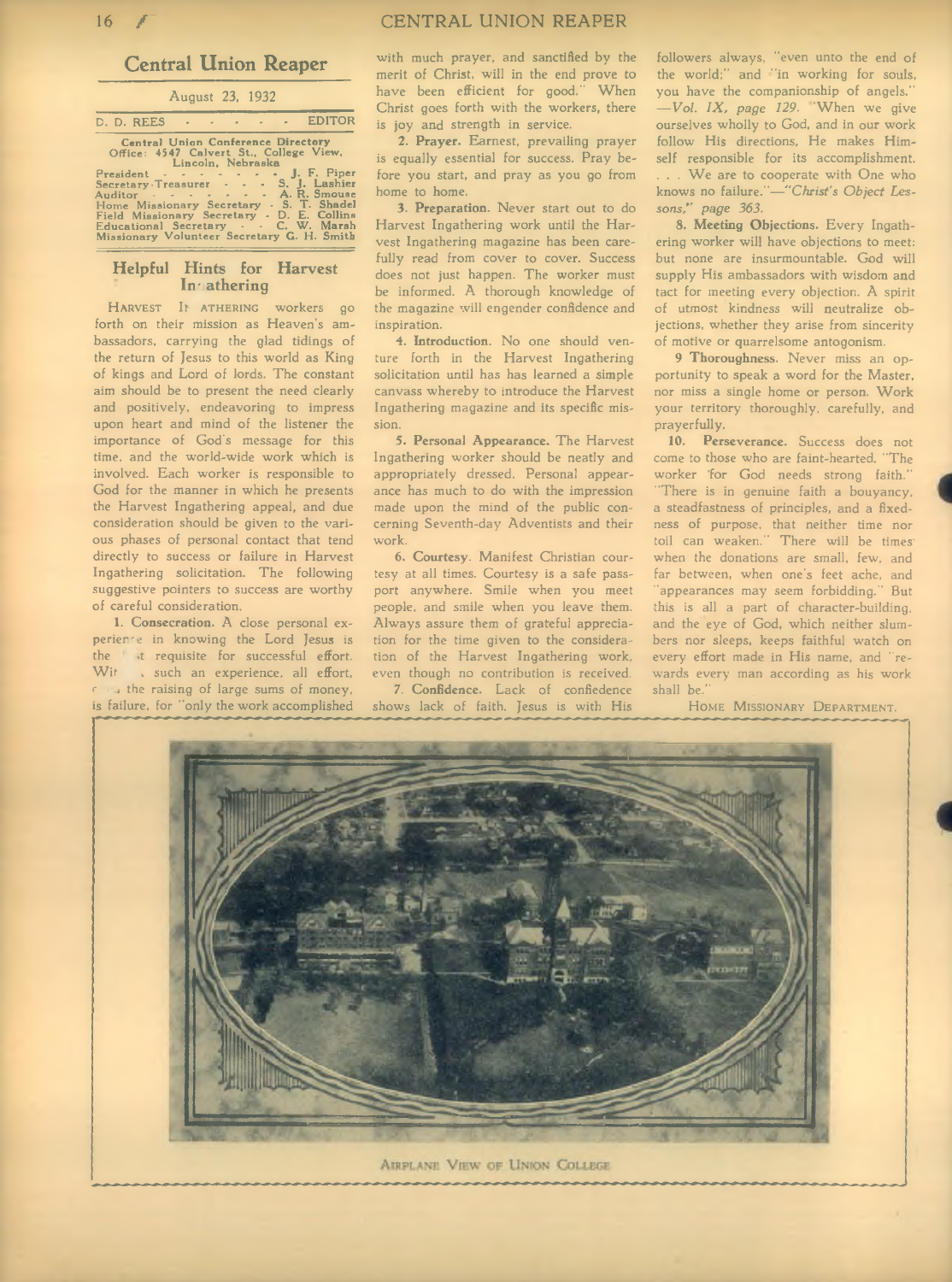## Central Union Reaper

August 23, 1932

D. D. REES - - - - - - EDITOR

**Central Union Conference Directory**
Office: 4547 Calvert St., College View, Lincoln, Nebraska

President - - - - - - - J. F. Piper
Secretary-Treasurer - - - S. J. Lashier
Auditor - - - - - - - A. R. Smouse
Home Missionary Secretary - S. T. Shadel
Field Missionary Secretary - D. E. Collins
Educational Secretary - - C. W. Marsh
Missionary Volunteer Secretary G. H. Smith

### Helpful Hints for Harvest Ingathering

HARVEST INGATHERING workers go forth on their mission as Heaven's ambassadors, carrying the glad tidings of the return of Jesus to this world as King of kings and Lord of lords. The constant aim should be to present the need clearly and positively, endeavoring to impress upon heart and mind of the listener the importance of God's message for this time, and the world-wide work which is involved. Each worker is responsible to God for the manner in which he presents the Harvest Ingathering appeal, and due consideration should be given to the various phases of personal contact that tend directly to success or failure in Harvest Ingathering solicitation. The following suggestive pointers to success are worthy of careful consideration.

1. **Consecration.** A close personal experience in knowing the Lord Jesus is the first requisite for successful effort. Without such an experience, all effort, even the raising of large sums of money, is failure, for "only the work accomplished with much prayer, and sanctified by the merit of Christ, will in the end prove to have been efficient for good." When Christ goes forth with the workers, there is joy and strength in service.

2. **Prayer.** Earnest, prevailing prayer is equally essential for success. Pray before you start, and pray as you go from home to home.

3. **Preparation.** Never start out to do Harvest Ingathering work until the Harvest Ingathering magazine has been carefully read from cover to cover. Success does not just happen. The worker must be informed. A thorough knowledge of the magazine will engender confidence and inspiration.

4. **Introduction.** No one should venture forth in the Harvest Ingathering solicitation until has has learned a simple canvass whereby to introduce the Harvest Ingathering magazine and its specific mission.

5. **Personal Appearance.** The Harvest Ingathering worker should be neatly and appropriately dressed. Personal appearance has much to do with the impression made upon the mind of the public concerning Seventh-day Adventists and their work.

6. **Courtesy.** Manifest Christian courtesy at all times. Courtesy is a safe passport anywhere. Smile when you meet people, and smile when you leave them. Always assure them of grateful appreciation for the time given to the consideration of the Harvest Ingathering work, even though no contribution is received.

7. **Confidence.** Lack of confiedence shows lack of faith. Jesus is with His followers always, "even unto the end of the world;" and "in working for souls, you have the companionship of angels." —*Vol. IX, page 129.* "When we give ourselves wholly to God, and in our work follow His directions, He makes Himself responsible for its accomplishment. . . . We are to cooperate with One who knows no failure."—*"Christ's Object Lessons," page 363.*

8. **Meeting Objections.** Every Ingathering worker will have objections to meet: but none are insurmountable. God will supply His ambassadors with wisdom and tact for meeting every objection. A spirit of utmost kindness will neutralize objections, whether they arise from sincerity of motive or quarrelsome antogonism.

9 **Thoroughness.** Never miss an opportunity to speak a word for the Master, nor miss a single home or person. Work your territory thoroughly, carefully, and prayerfully.

10. **Perseverance.** Success does not come to those who are faint-hearted. "The worker for God needs strong faith." "There is in genuine faith a bouyancy, a steadfastness of principles, and a fixedness of purpose, that neither time nor toil can weaken." There will be times when the donations are small, few, and far between, when one's feet ache, and "appearances may seem forbidding." But this is all a part of character-building, and the eye of God, which neither slumbers nor sleeps, keeps faithful watch on every effort made in His name, and "rewards every man according as his work shall be."

HOME MISSIONARY DEPARTMENT.

AIRPLANE VIEW OF UNION COLLEGE